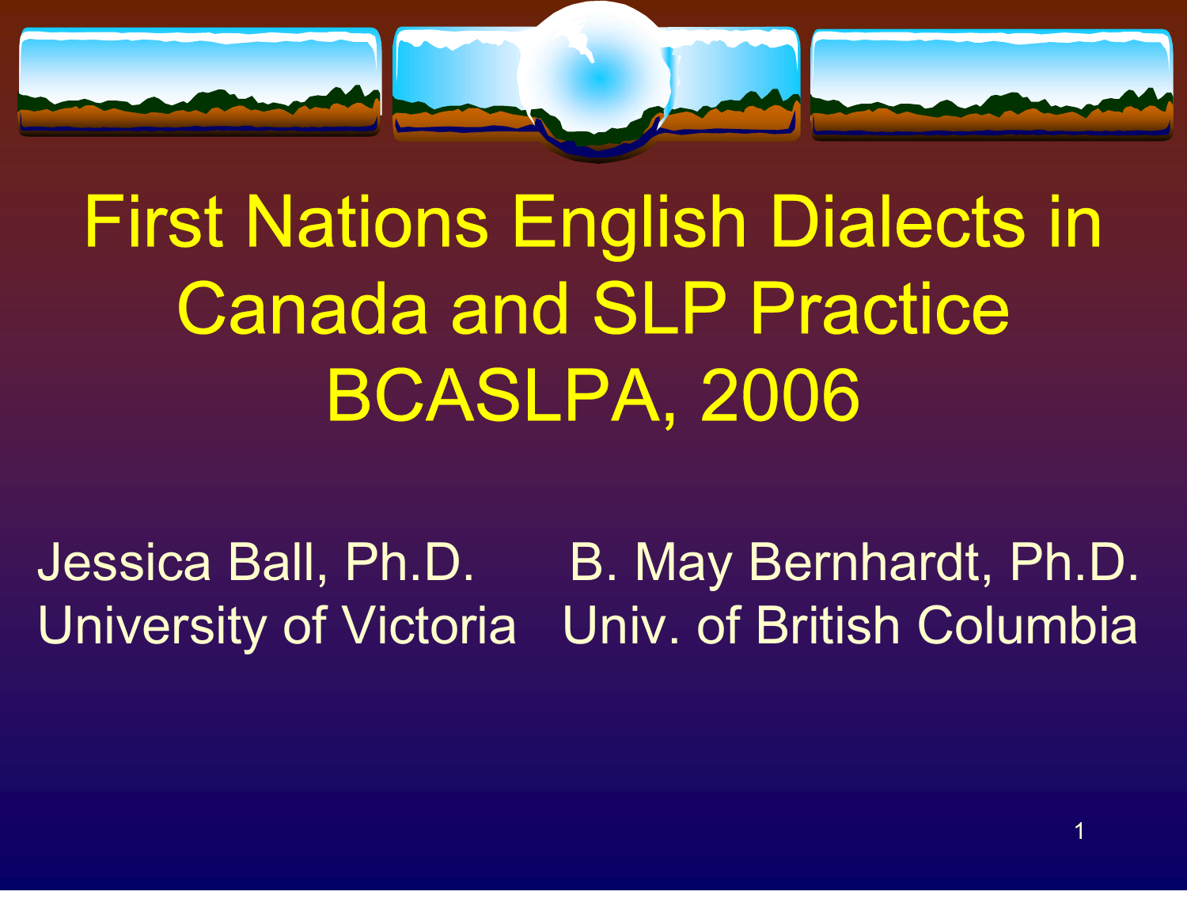# First Nations English Dialects in Canada and SLP Practice BCASLPA, 2006

Jessica Ball, Ph.D.
University of Victoria

B. May Bernhardt, Ph.D.
Univ. of British Columbia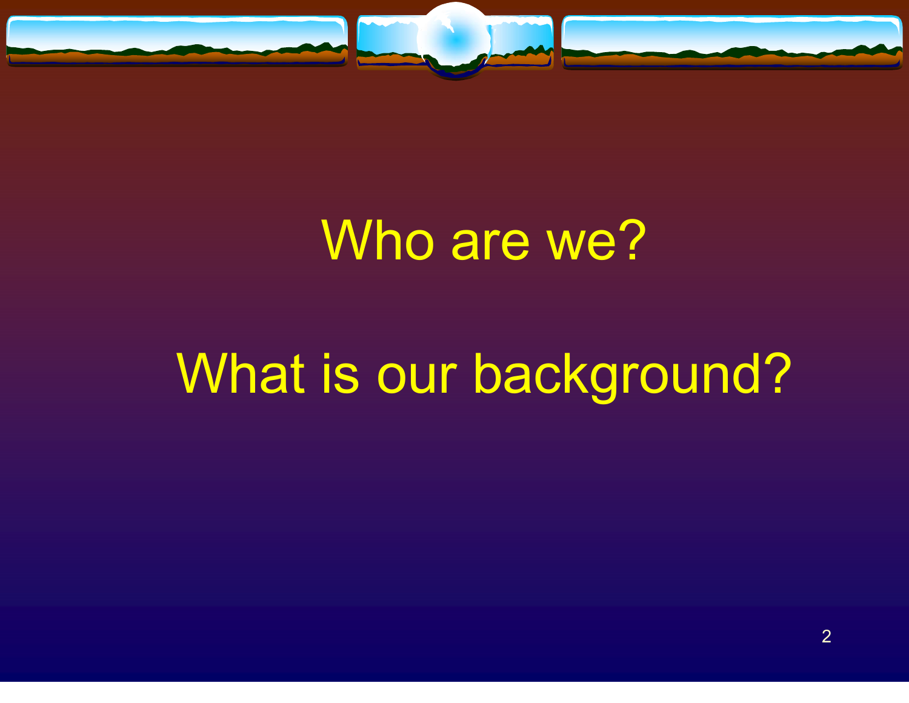# Who are we?

# What is our background?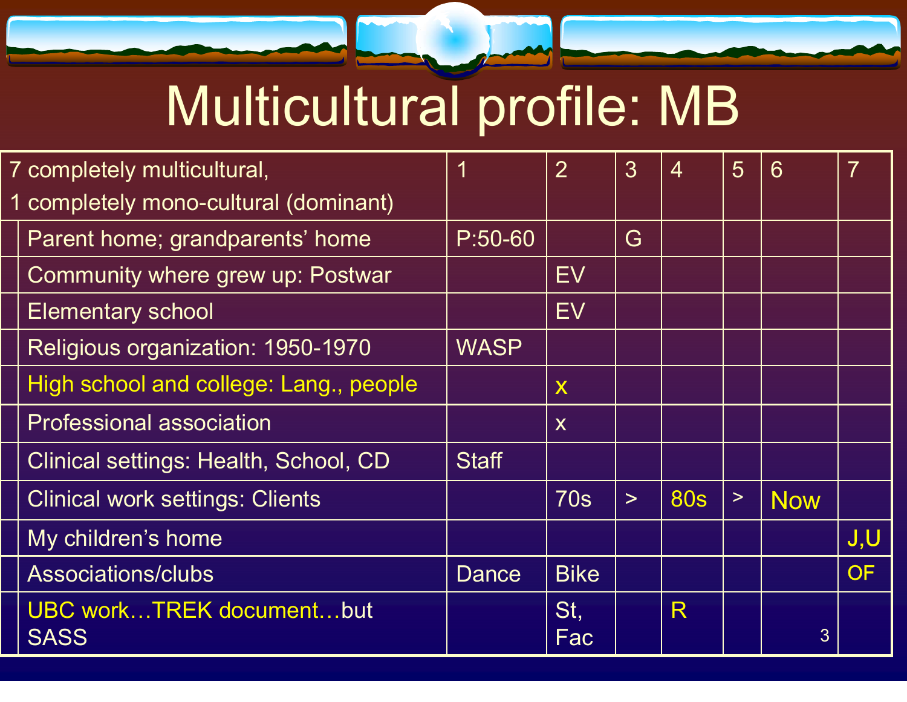# Multicultural profile: MB

| 7 completely multicultural, 1 completely mono-cultural (dominant) | 1 | 2 | 3 | 4 | 5 | 6 | 7 |
|---|---|---|---|---|---|---|---|
| Parent home; grandparents' home | P:50-60 | | G | | | | |
| Community where grew up: Postwar | | EV | | | | | |
| Elementary school | | EV | | | | | |
| Religious organization: 1950-1970 | WASP | | | | | | |
| High school and college: Lang., people | | x | | | | | |
| Professional association | | x | | | | | |
| Clinical settings: Health, School, CD | Staff | | | | | | |
| Clinical work settings: Clients | | 70s | > | 80s | > | Now | |
| My children's home | | | | | | | J,U |
| Associations/clubs | Dance | Bike | | | | | OF |
| UBC work…TREK document…but SASS | | St, Fac | | R | | | |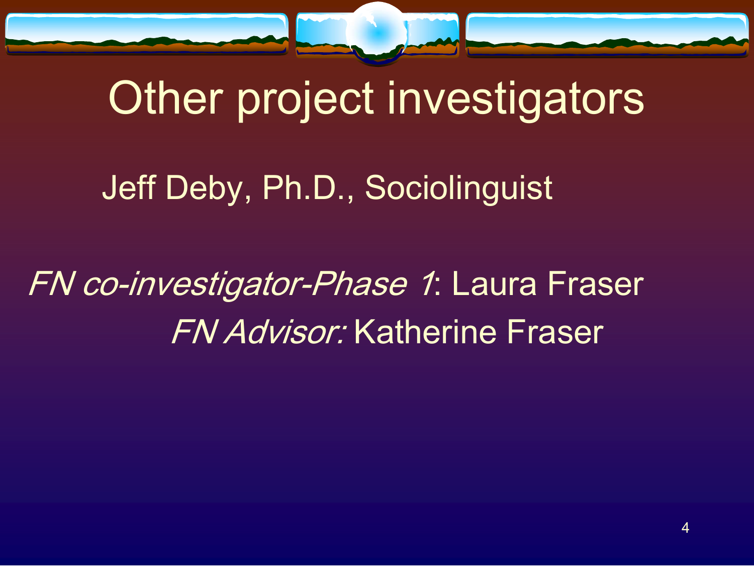# Other project investigators

Jeff Deby, Ph.D., Sociolinguist

*FN co-investigator-Phase 1*: Laura Fraser

*FN Advisor:* Katherine Fraser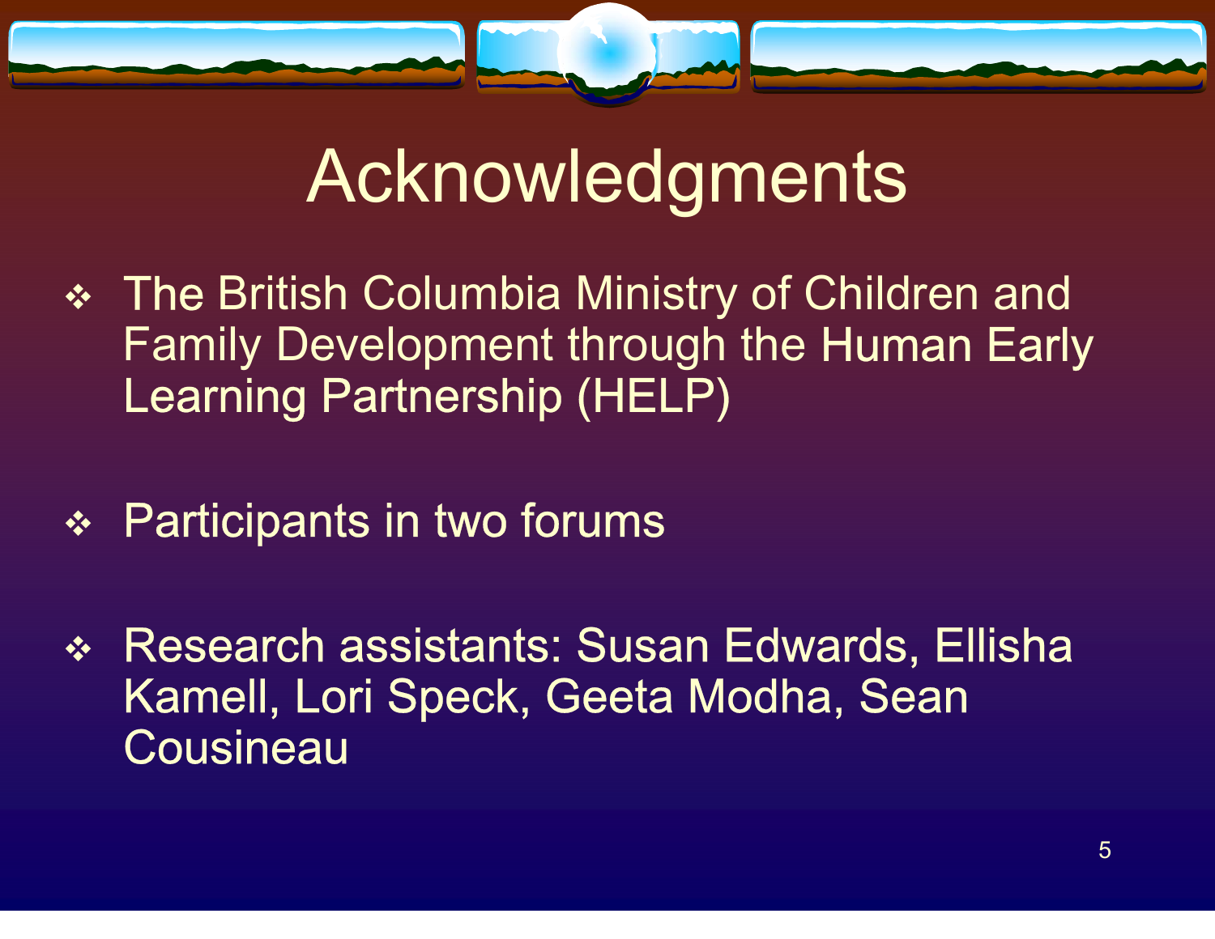# Acknowledgments

- The British Columbia Ministry of Children and Family Development through the Human Early Learning Partnership (HELP)
- Participants in two forums
- Research assistants: Susan Edwards, Ellisha Kamell, Lori Speck, Geeta Modha, Sean Cousineau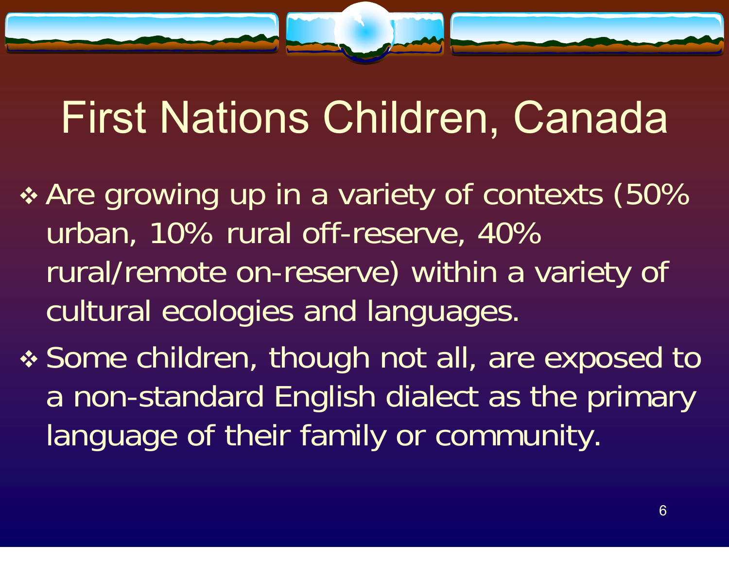# First Nations Children, Canada

- Are growing up in a variety of contexts (50% urban, 10% rural off-reserve, 40% rural/remote on-reserve) within a variety of cultural ecologies and languages.
- Some children, though not all, are exposed to a non-standard English dialect as the primary language of their family or community.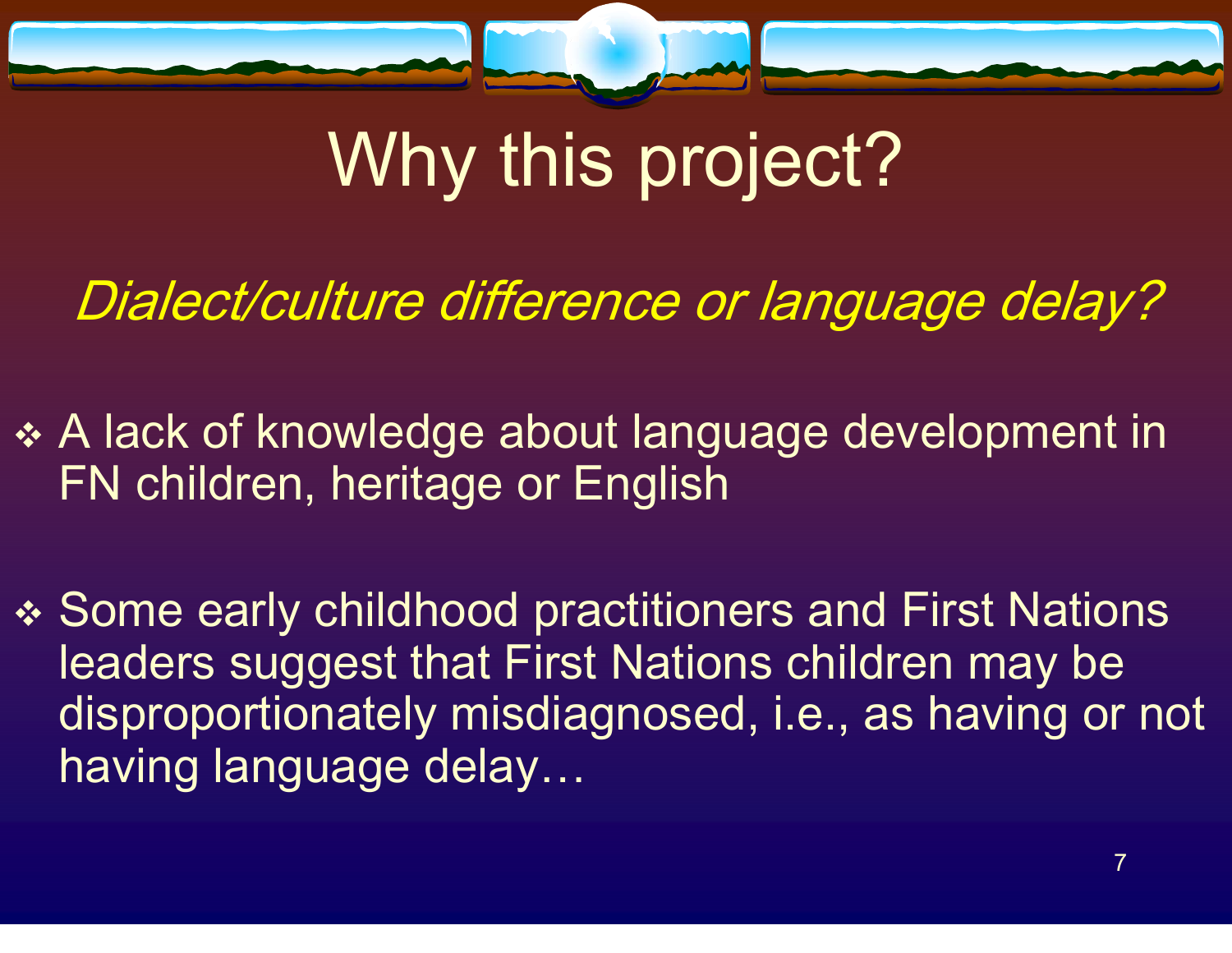# Why this project?

*Dialect/culture difference or language delay?*

- A lack of knowledge about language development in FN children, heritage or English
- Some early childhood practitioners and First Nations leaders suggest that First Nations children may be disproportionately misdiagnosed, i.e., as having or not having language delay…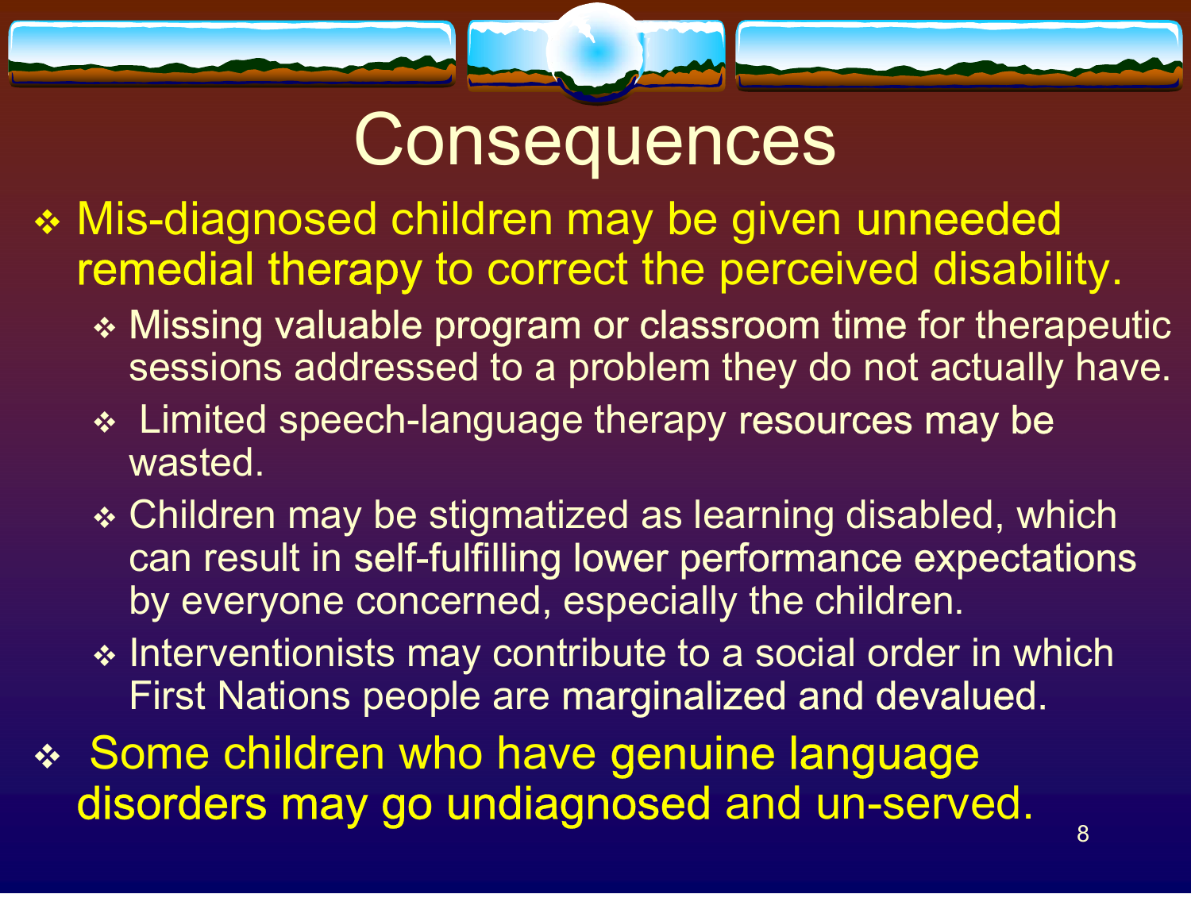# Consequences

- Mis-diagnosed children may be given unneeded remedial therapy to correct the perceived disability.
  - Missing valuable program or classroom time for therapeutic sessions addressed to a problem they do not actually have.
  - Limited speech-language therapy resources may be wasted.
  - Children may be stigmatized as learning disabled, which can result in self-fulfilling lower performance expectations by everyone concerned, especially the children.
  - Interventionists may contribute to a social order in which First Nations people are marginalized and devalued.
- Some children who have genuine language disorders may go undiagnosed and un-served.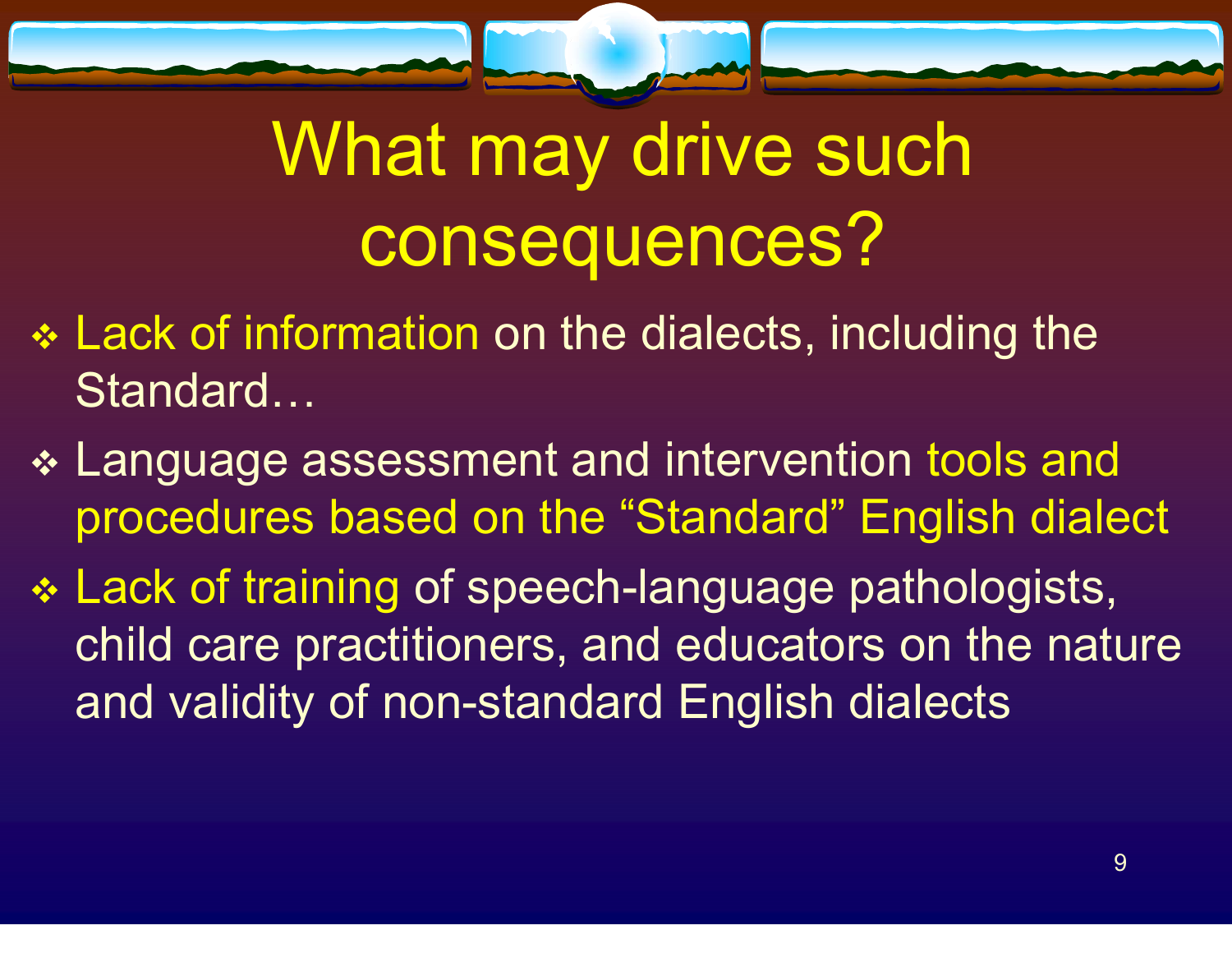# What may drive such consequences?

- Lack of information on the dialects, including the Standard…
- Language assessment and intervention tools and procedures based on the "Standard" English dialect
- Lack of training of speech-language pathologists, child care practitioners, and educators on the nature and validity of non-standard English dialects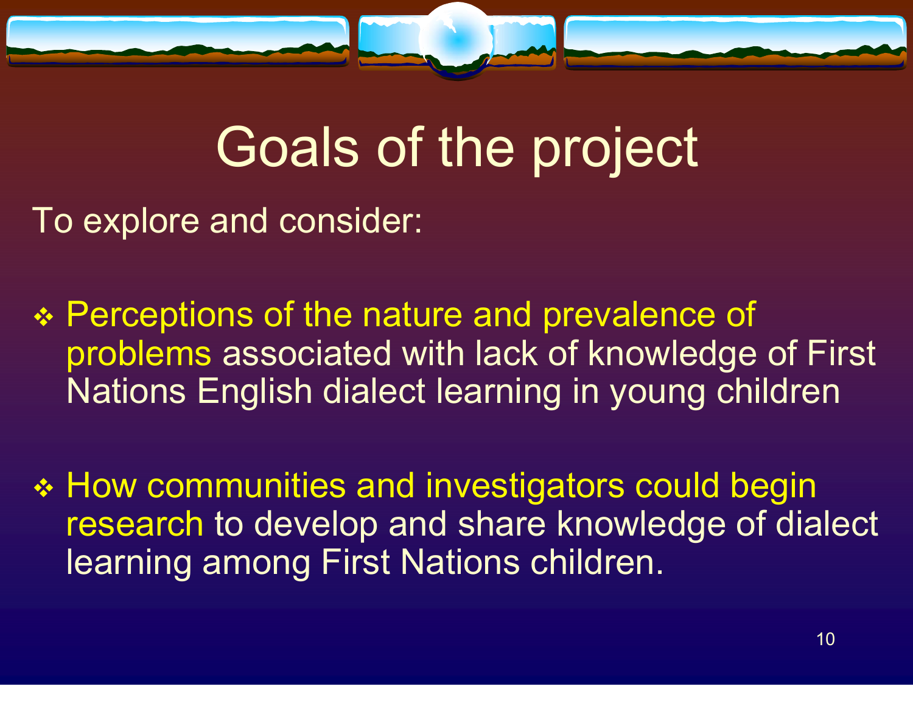# Goals of the project

To explore and consider:

- Perceptions of the nature and prevalence of problems associated with lack of knowledge of First Nations English dialect learning in young children

- How communities and investigators could begin research to develop and share knowledge of dialect learning among First Nations children.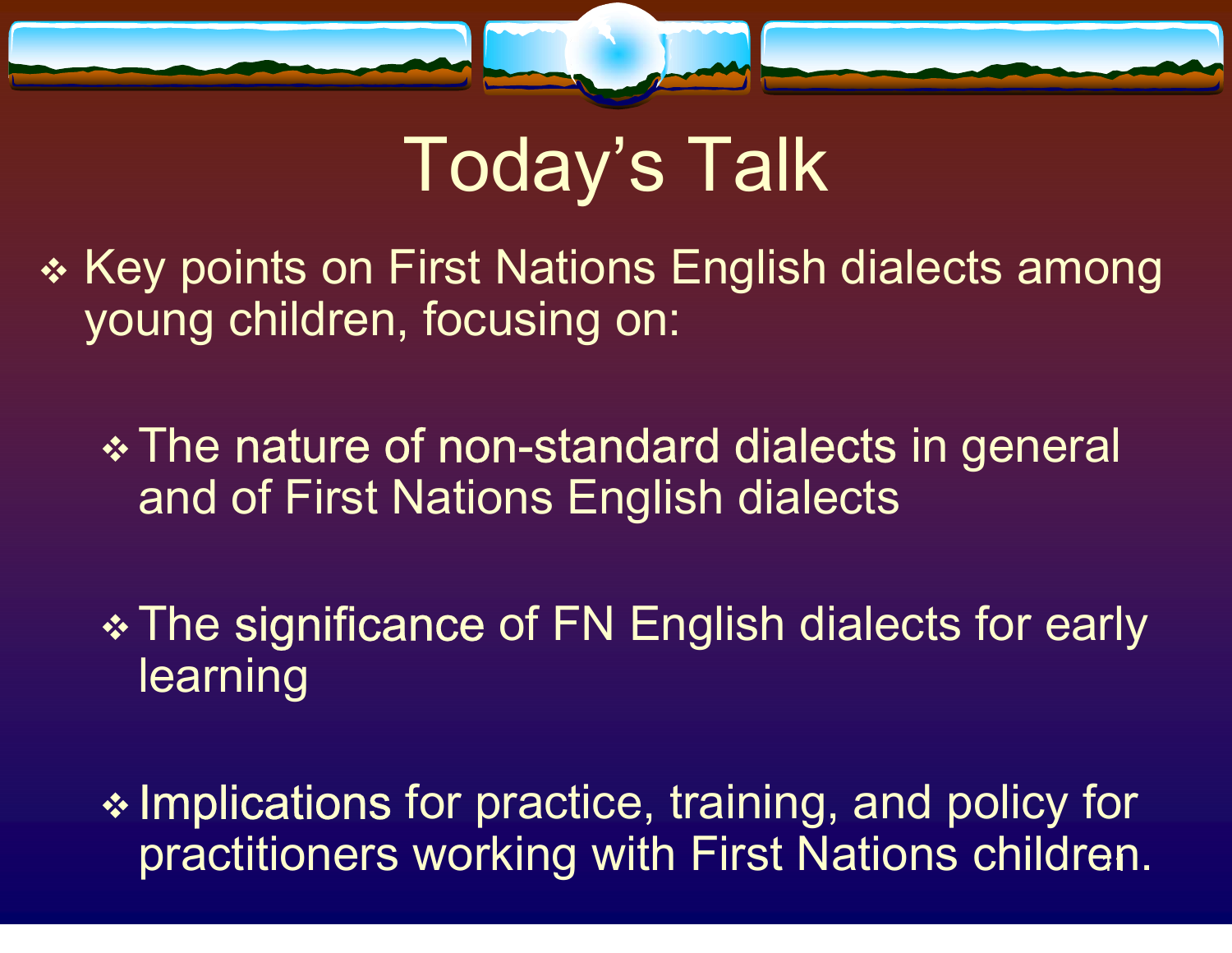# Today's Talk

- Key points on First Nations English dialects among young children, focusing on:
  - The nature of non-standard dialects in general and of First Nations English dialects
  - The significance of FN English dialects for early learning
  - Implications for practice, training, and policy for practitioners working with First Nations children.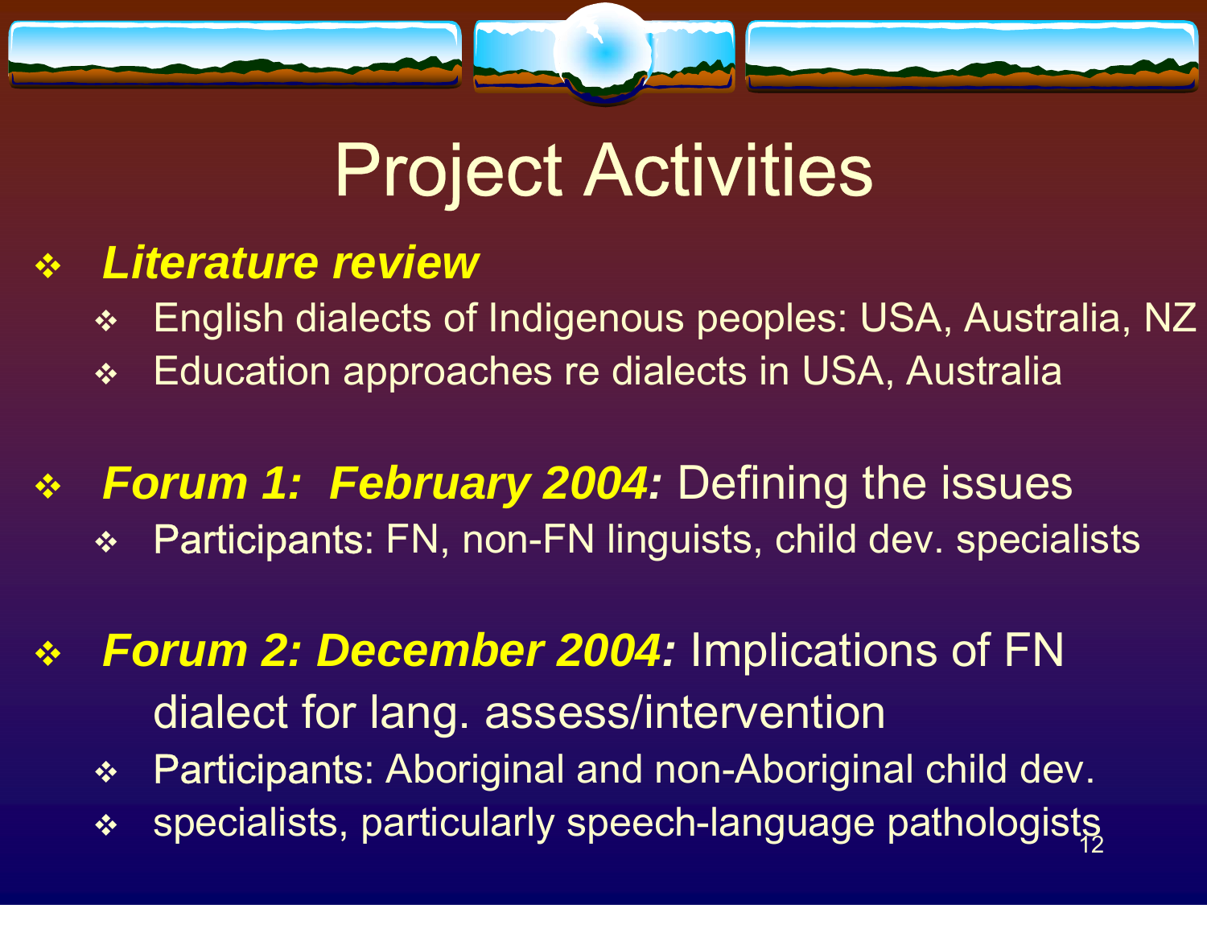# Project Activities

- ***Literature review***
  - English dialects of Indigenous peoples: USA, Australia, NZ
  - Education approaches re dialects in USA, Australia

- ***Forum 1: February 2004:*** Defining the issues
  - Participants: FN, non-FN linguists, child dev. specialists

- ***Forum 2: December 2004:*** Implications of FN dialect for lang. assess/intervention
  - Participants: Aboriginal and non-Aboriginal child dev.
  - specialists, particularly speech-language pathologists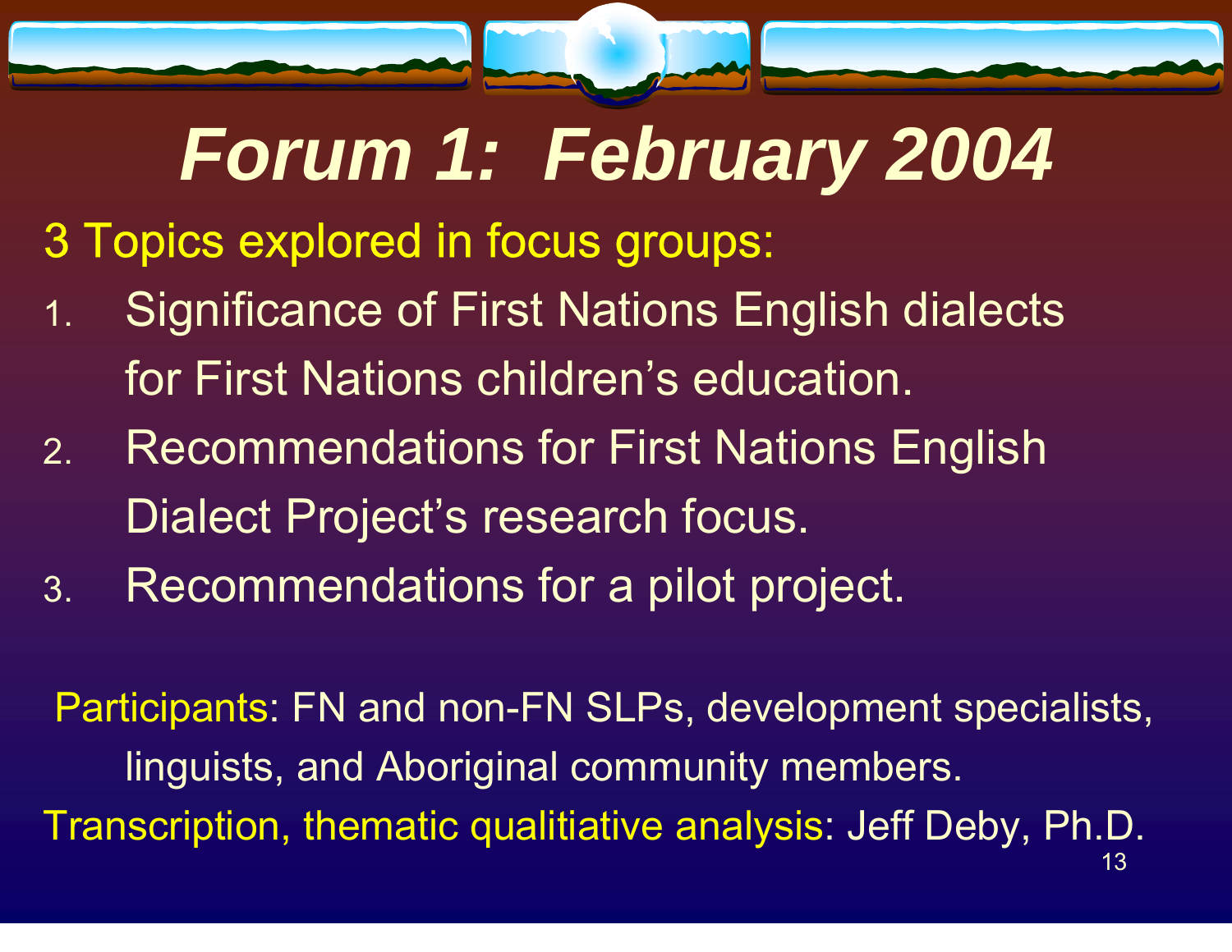# Forum 1: February 2004

3 Topics explored in focus groups:

1. Significance of First Nations English dialects for First Nations children's education.
2. Recommendations for First Nations English Dialect Project's research focus.
3. Recommendations for a pilot project.

Participants: FN and non-FN SLPs, development specialists, linguists, and Aboriginal community members.

Transcription, thematic qualitiative analysis: Jeff Deby, Ph.D.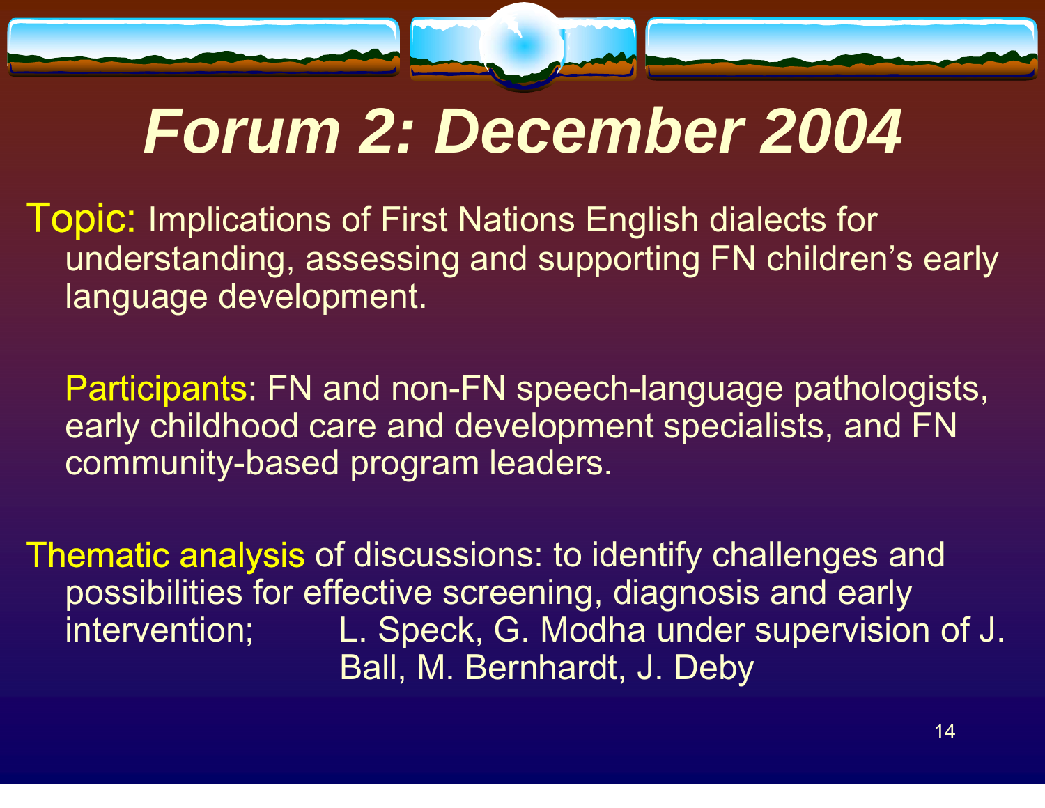# Forum 2: December 2004

Topic: Implications of First Nations English dialects for understanding, assessing and supporting FN children's early language development.

Participants: FN and non-FN speech-language pathologists, early childhood care and development specialists, and FN community-based program leaders.

Thematic analysis of discussions: to identify challenges and possibilities for effective screening, diagnosis and early intervention; L. Speck, G. Modha under supervision of J. Ball, M. Bernhardt, J. Deby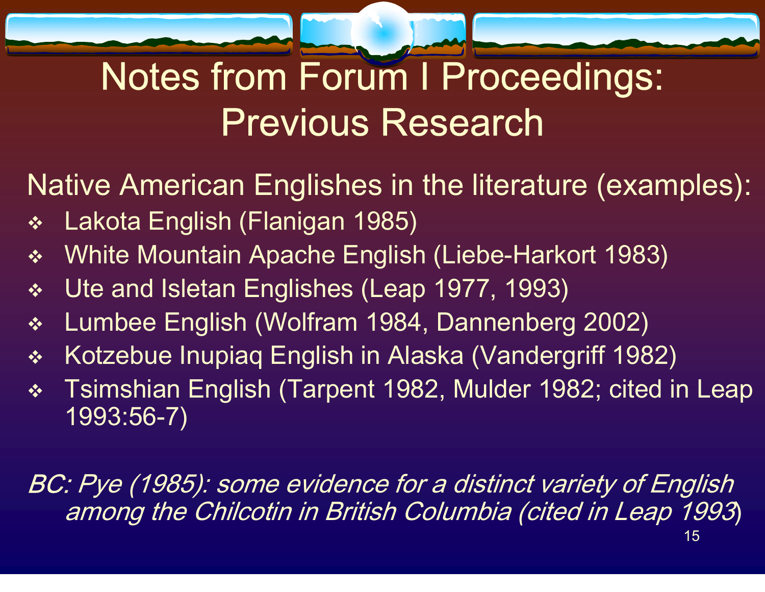# Notes from Forum I Proceedings: Previous Research

Native American Englishes in the literature (examples):

- Lakota English (Flanigan 1985)
- White Mountain Apache English (Liebe-Harkort 1983)
- Ute and Isletan Englishes (Leap 1977, 1993)
- Lumbee English (Wolfram 1984, Dannenberg 2002)
- Kotzebue Inupiaq English in Alaska (Vandergriff 1982)
- Tsimshian English (Tarpent 1982, Mulder 1982; cited in Leap 1993:56-7)

*BC: Pye (1985): some evidence for a distinct variety of English among the Chilcotin in British Columbia (cited in Leap 1993)*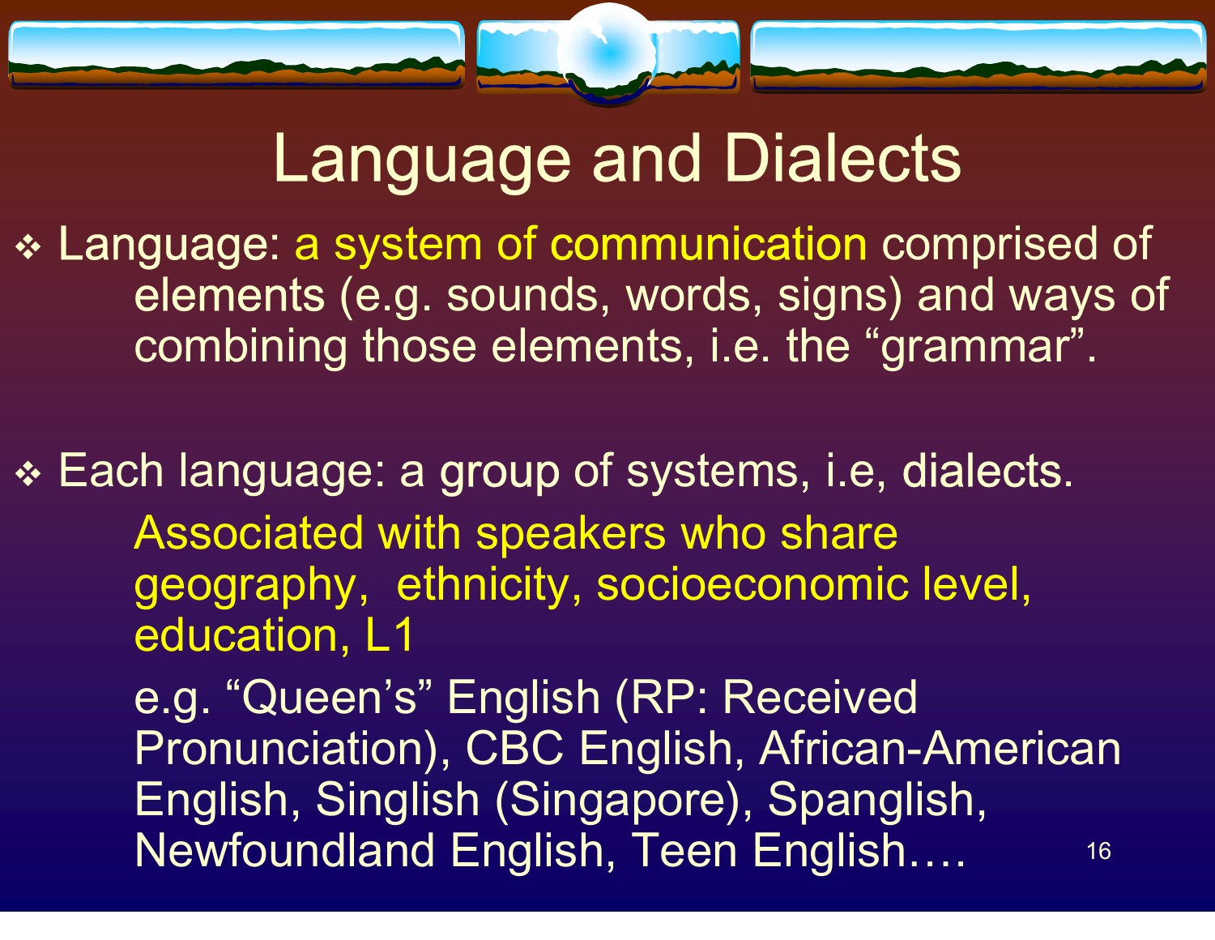# Language and Dialects

- Language: a system of communication comprised of elements (e.g. sounds, words, signs) and ways of combining those elements, i.e. the "grammar".

- Each language: a group of systems, i.e, dialects.

  Associated with speakers who share geography, ethnicity, socioeconomic level, education, L1

  e.g. "Queen's" English (RP: Received Pronunciation), CBC English, African-American English, Singlish (Singapore), Spanglish, Newfoundland English, Teen English….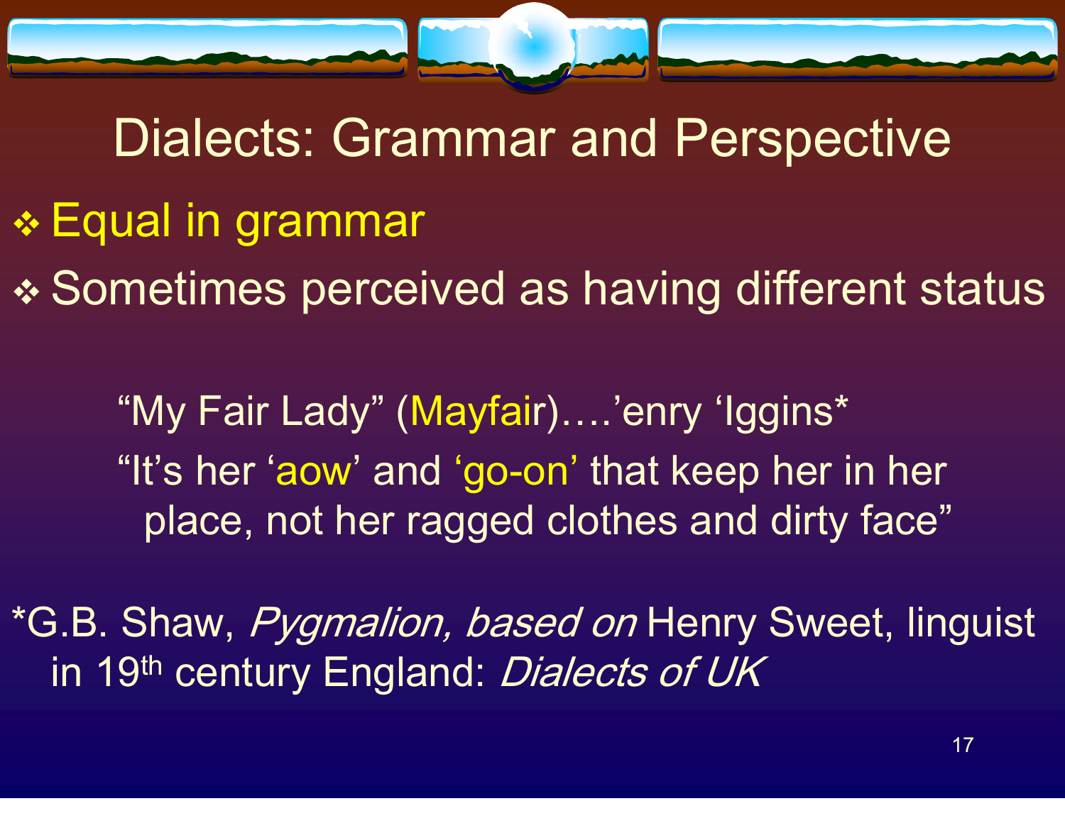# Dialects: Grammar and Perspective

- Equal in grammar
- Sometimes perceived as having different status

"My Fair Lady" (Mayfair)….'enry 'Iggins*

"It's her 'aow' and 'go-on' that keep her in her place, not her ragged clothes and dirty face"

*G.B. Shaw, *Pygmalion, based on* Henry Sweet, linguist in 19th century England: *Dialects of UK*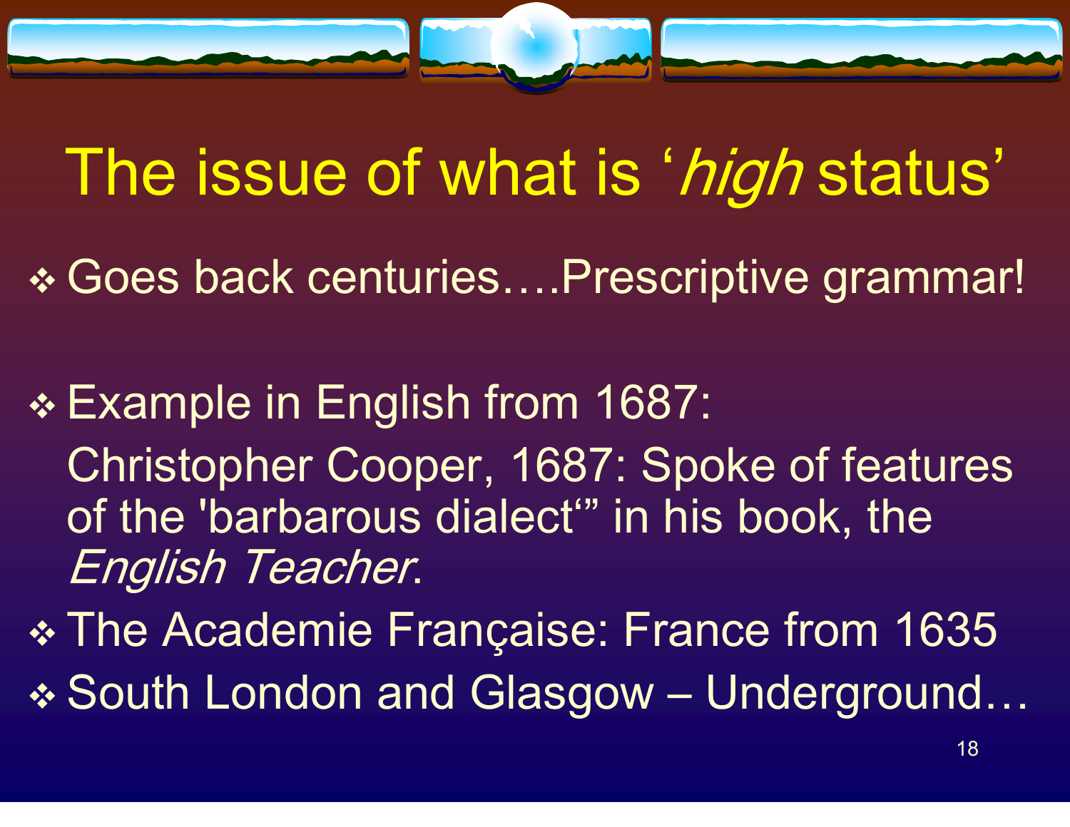# The issue of what is '*high* status'

- Goes back centuries….Prescriptive grammar!

- Example in English from 1687:
  Christopher Cooper, 1687: Spoke of features of the 'barbarous dialect'" in his book, the *English Teacher*.
- The Academie Française: France from 1635
- South London and Glasgow – Underground…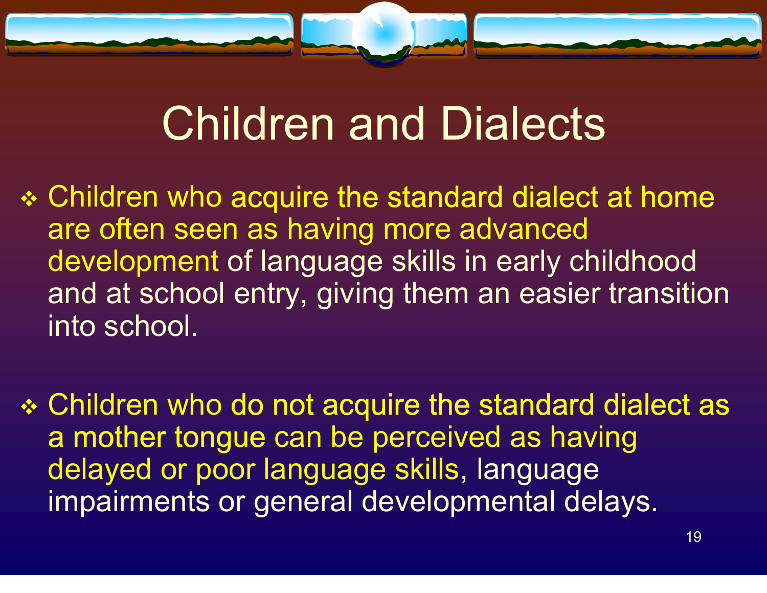# Children and Dialects

- Children who acquire the standard dialect at home are often seen as having more advanced development of language skills in early childhood and at school entry, giving them an easier transition into school.

- Children who do not acquire the standard dialect as a mother tongue can be perceived as having delayed or poor language skills, language impairments or general developmental delays.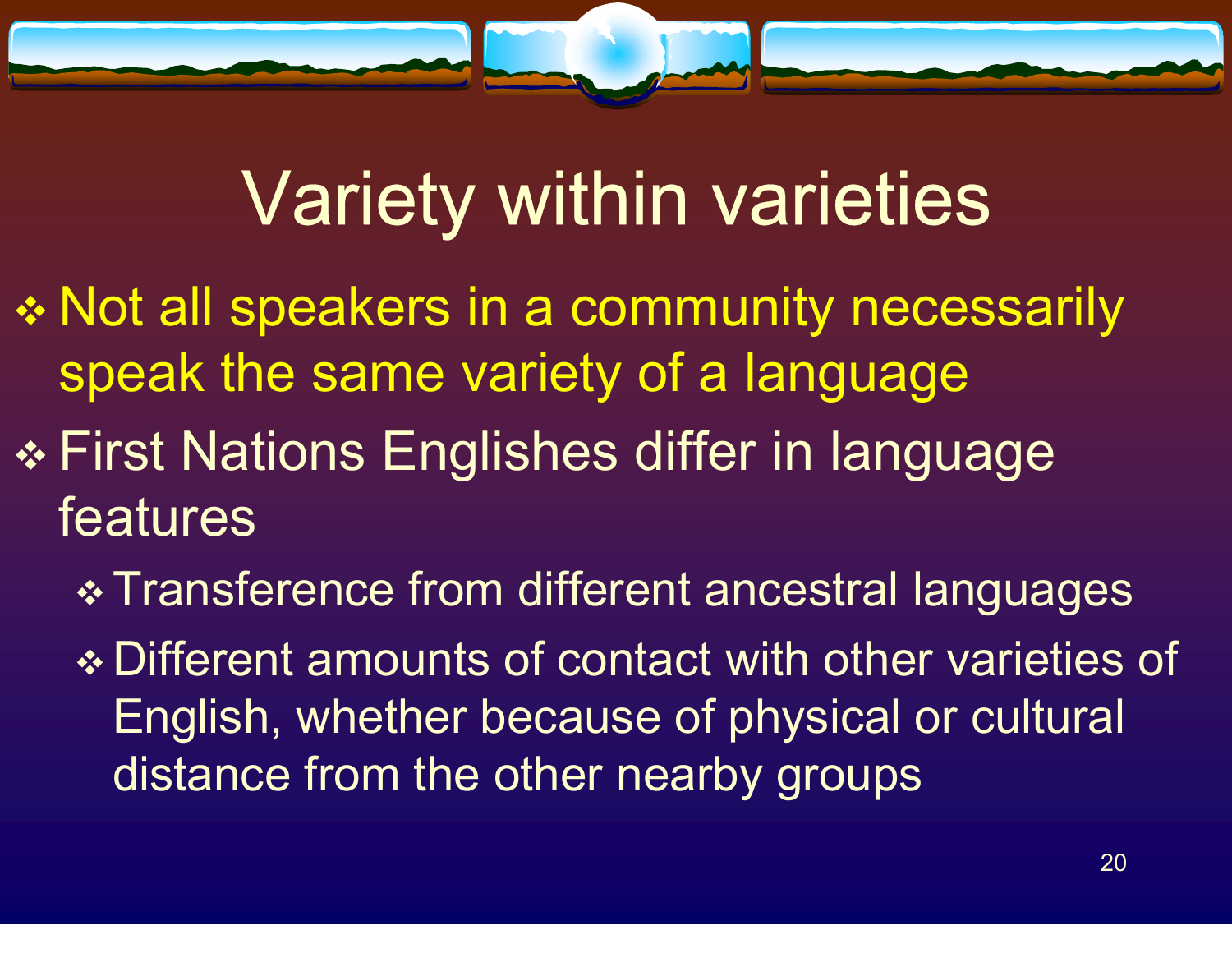# Variety within varieties

- Not all speakers in a community necessarily speak the same variety of a language
- First Nations Englishes differ in language features
  - Transference from different ancestral languages
  - Different amounts of contact with other varieties of English, whether because of physical or cultural distance from the other nearby groups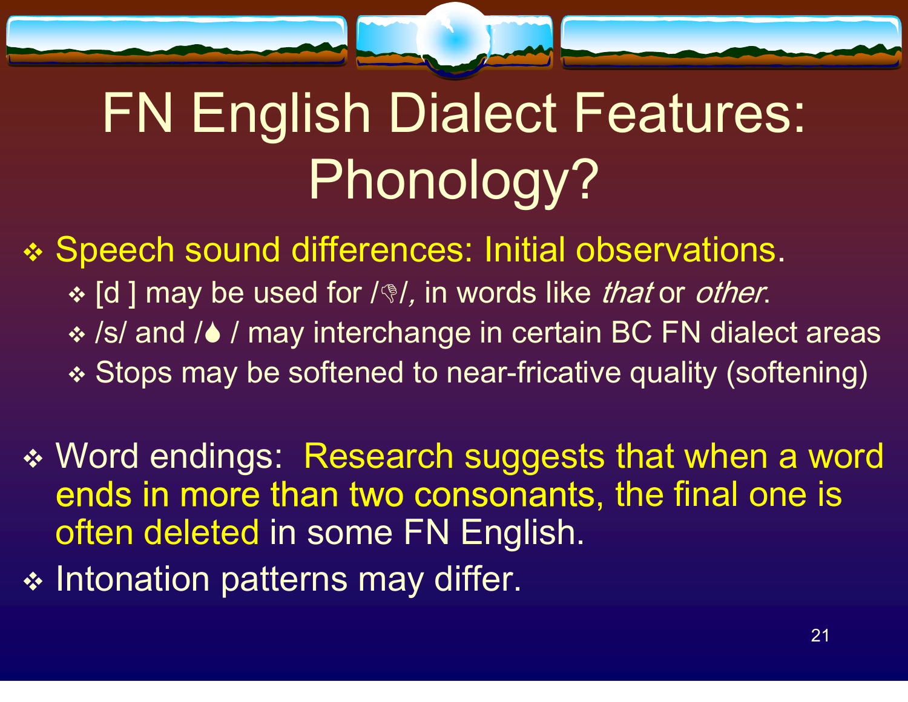# FN English Dialect Features: Phonology?

- Speech sound differences: Initial observations.
  - [d ] may be used for /👎/, in words like *that* or *other*.
  - /s/ and /💧 / may interchange in certain BC FN dialect areas
  - Stops may be softened to near-fricative quality (softening)

- Word endings: Research suggests that when a word ends in more than two consonants, the final one is often deleted in some FN English.
- Intonation patterns may differ.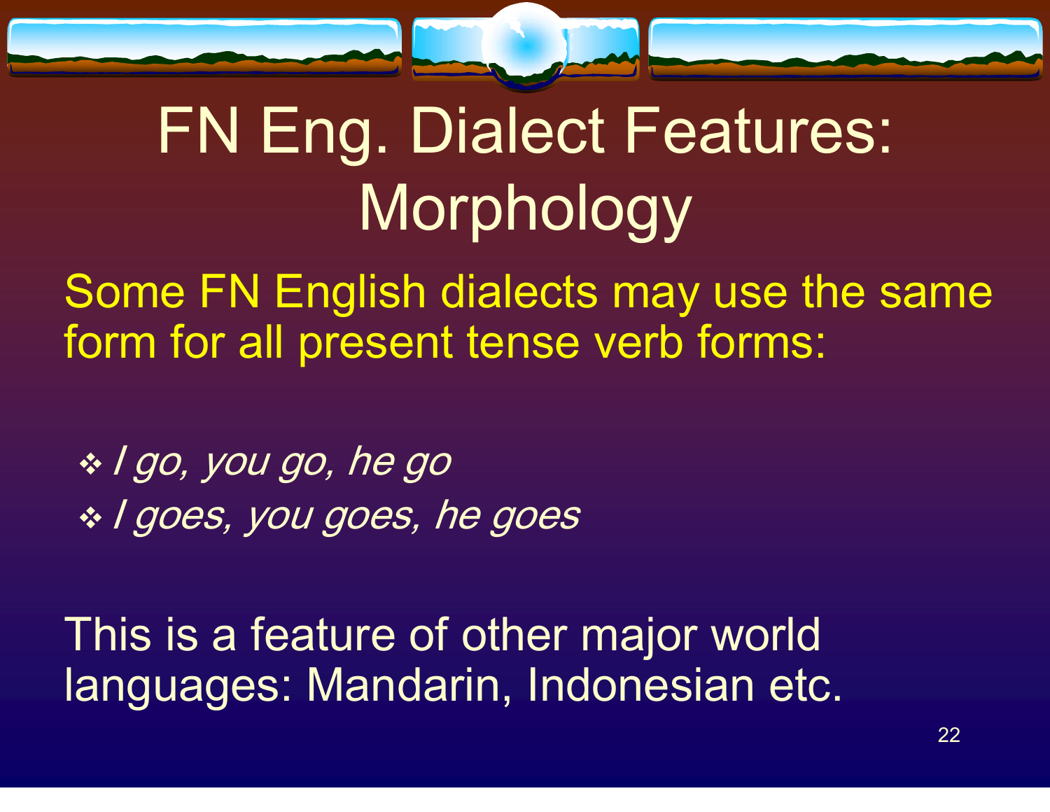# FN Eng. Dialect Features: Morphology

Some FN English dialects may use the same form for all present tense verb forms:

- *I go, you go, he go*
- *I goes, you goes, he goes*

This is a feature of other major world languages: Mandarin, Indonesian etc.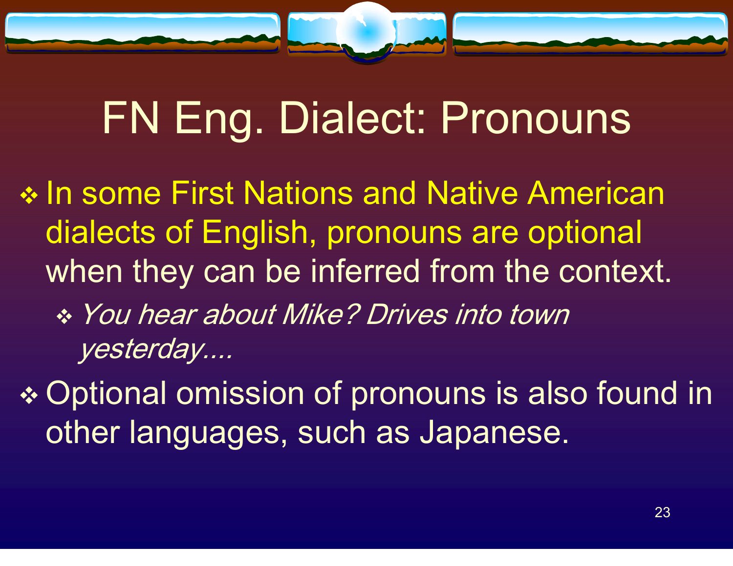# FN Eng. Dialect: Pronouns

- In some First Nations and Native American dialects of English, pronouns are optional when they can be inferred from the context.
  - *You hear about Mike? Drives into town yesterday....*
- Optional omission of pronouns is also found in other languages, such as Japanese.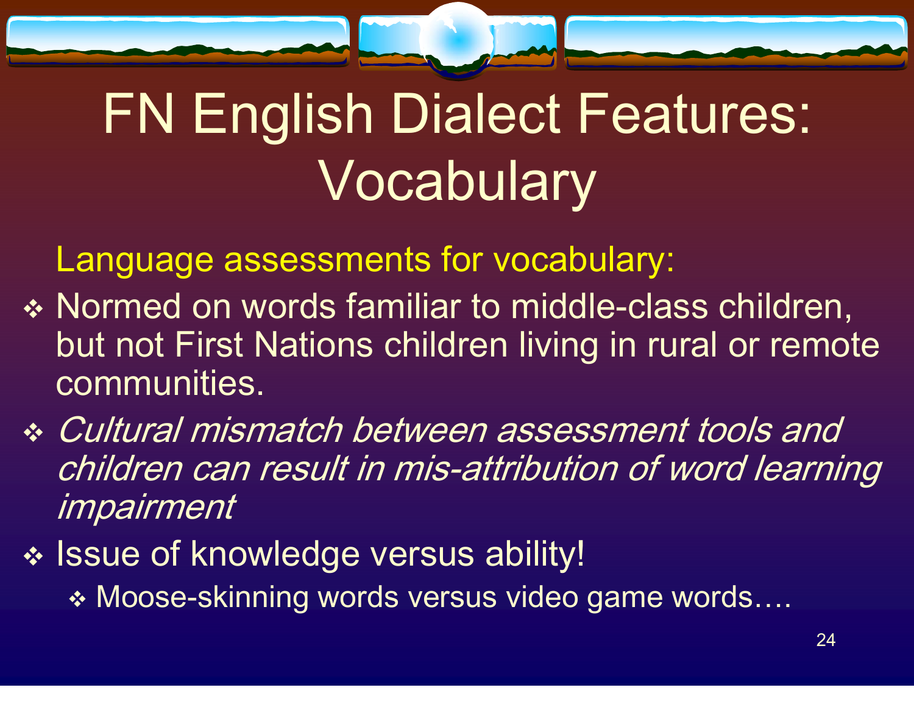# FN English Dialect Features: Vocabulary

Language assessments for vocabulary:

- Normed on words familiar to middle-class children, but not First Nations children living in rural or remote communities.
- *Cultural mismatch between assessment tools and children can result in mis-attribution of word learning impairment*
- Issue of knowledge versus ability!
  - Moose-skinning words versus video game words….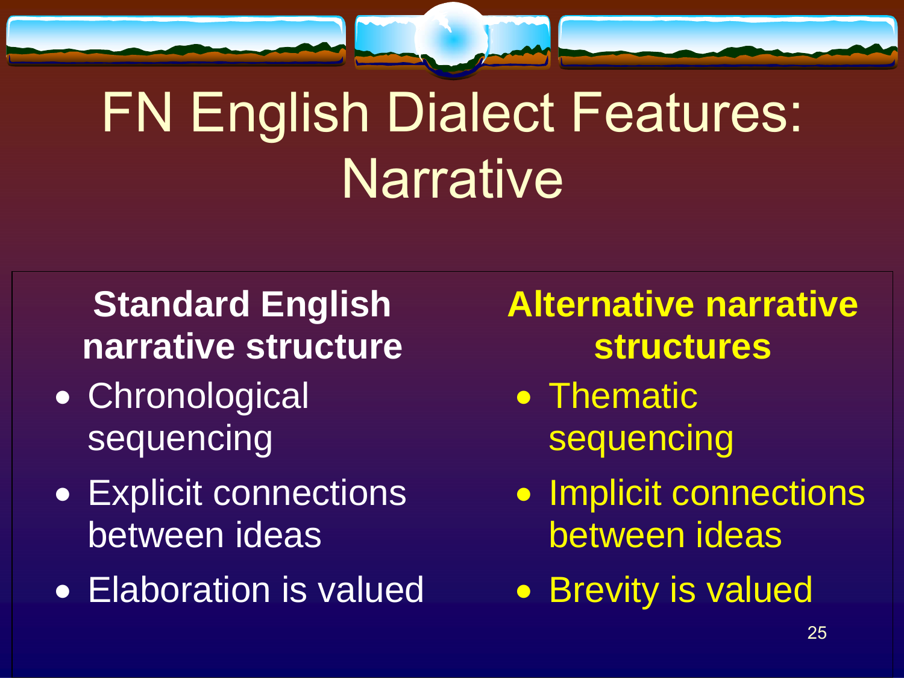# FN English Dialect Features: Narrative

**Standard English narrative structure**

- Chronological sequencing
- Explicit connections between ideas
- Elaboration is valued

**Alternative narrative structures**

- Thematic sequencing
- Implicit connections between ideas
- Brevity is valued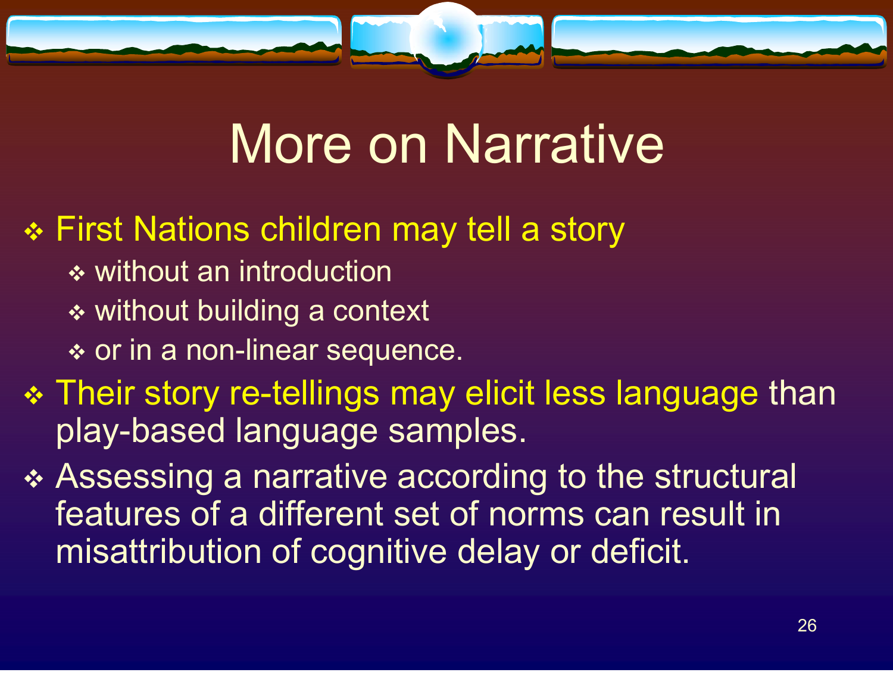# More on Narrative

- First Nations children may tell a story
  - without an introduction
  - without building a context
  - or in a non-linear sequence.
- Their story re-tellings may elicit less language than play-based language samples.
- Assessing a narrative according to the structural features of a different set of norms can result in misattribution of cognitive delay or deficit.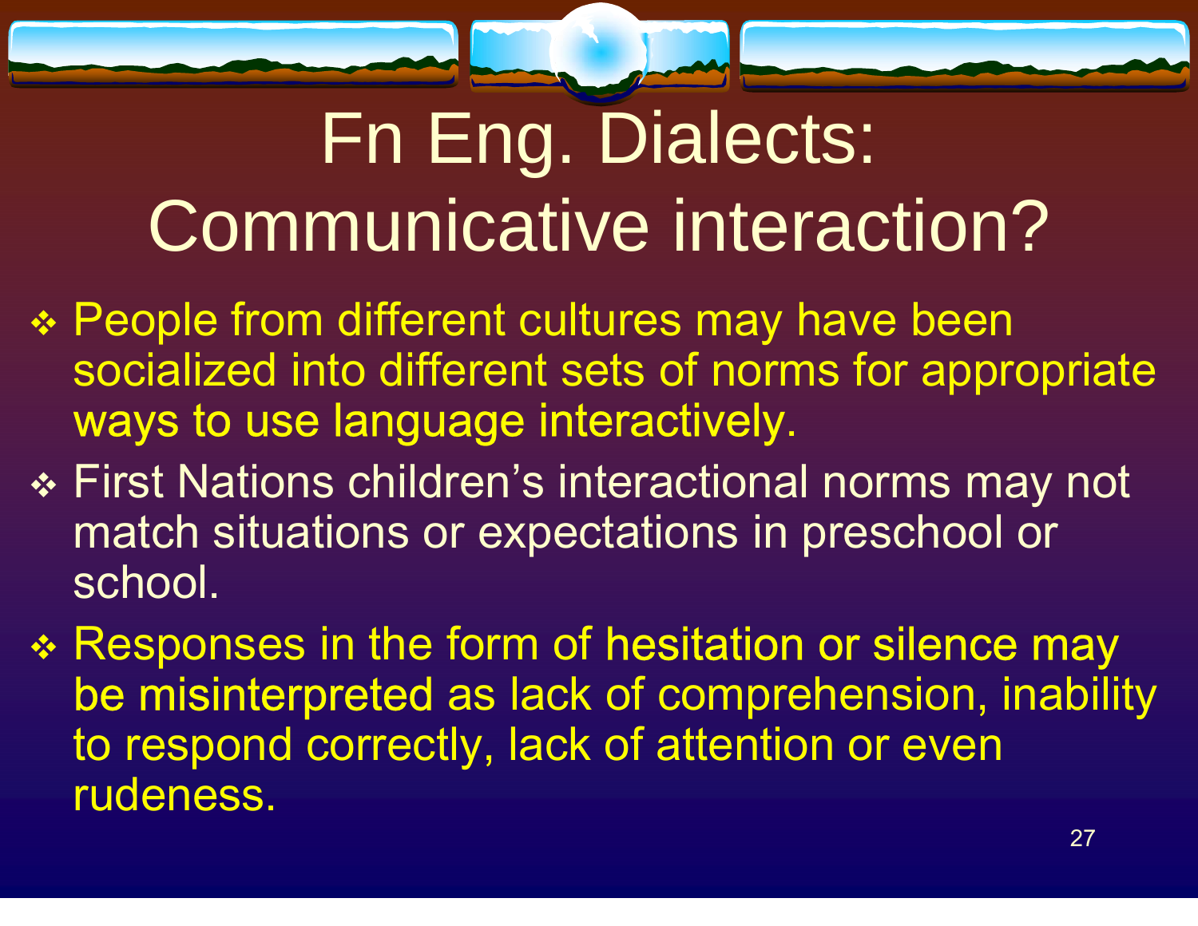# Fn Eng. Dialects: Communicative interaction?

- People from different cultures may have been socialized into different sets of norms for appropriate ways to use language interactively.
- First Nations children's interactional norms may not match situations or expectations in preschool or school.
- Responses in the form of hesitation or silence may be misinterpreted as lack of comprehension, inability to respond correctly, lack of attention or even rudeness.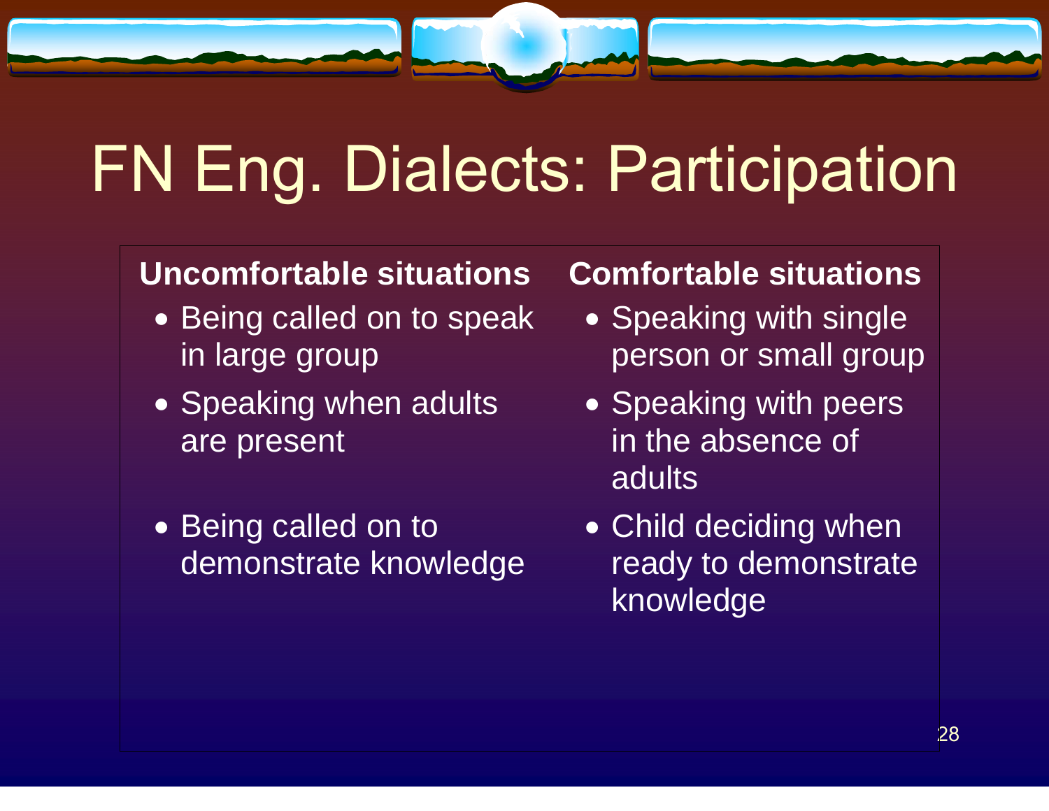# FN Eng. Dialects: Participation

**Uncomfortable situations**

- Being called on to speak in large group
- Speaking when adults are present
- Being called on to demonstrate knowledge

**Comfortable situations**

- Speaking with single person or small group
- Speaking with peers in the absence of adults
- Child deciding when ready to demonstrate knowledge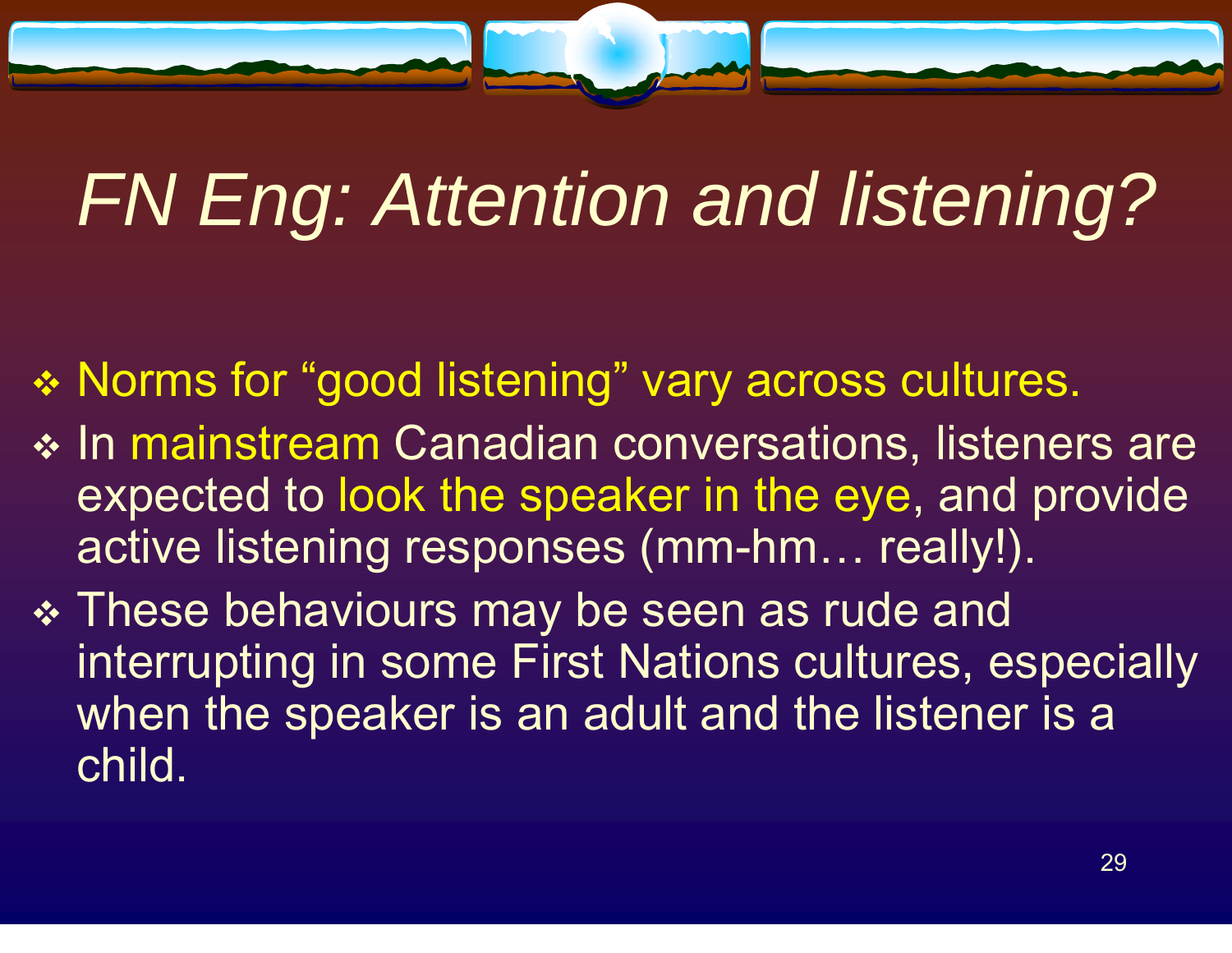# *FN Eng: Attention and listening?*

- Norms for “good listening” vary across cultures.
- In mainstream Canadian conversations, listeners are expected to look the speaker in the eye, and provide active listening responses (mm-hm… really!).
- These behaviours may be seen as rude and interrupting in some First Nations cultures, especially when the speaker is an adult and the listener is a child.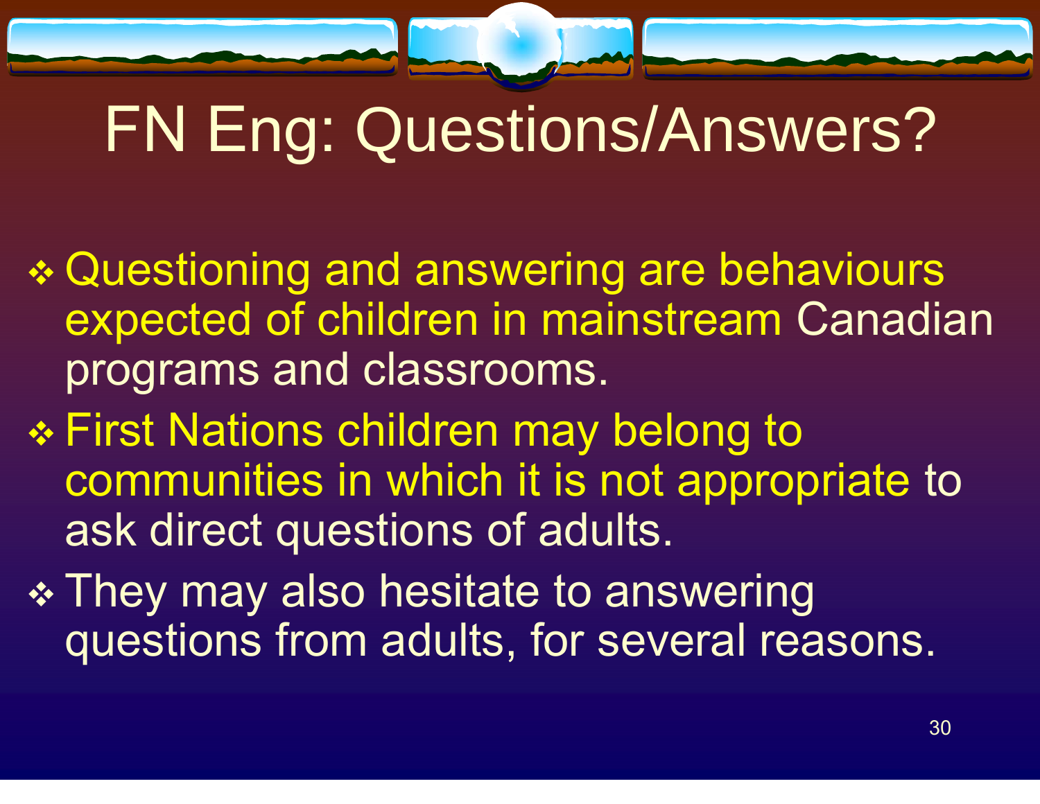# FN Eng: Questions/Answers?

- Questioning and answering are behaviours expected of children in mainstream Canadian programs and classrooms.
- First Nations children may belong to communities in which it is not appropriate to ask direct questions of adults.
- They may also hesitate to answering questions from adults, for several reasons.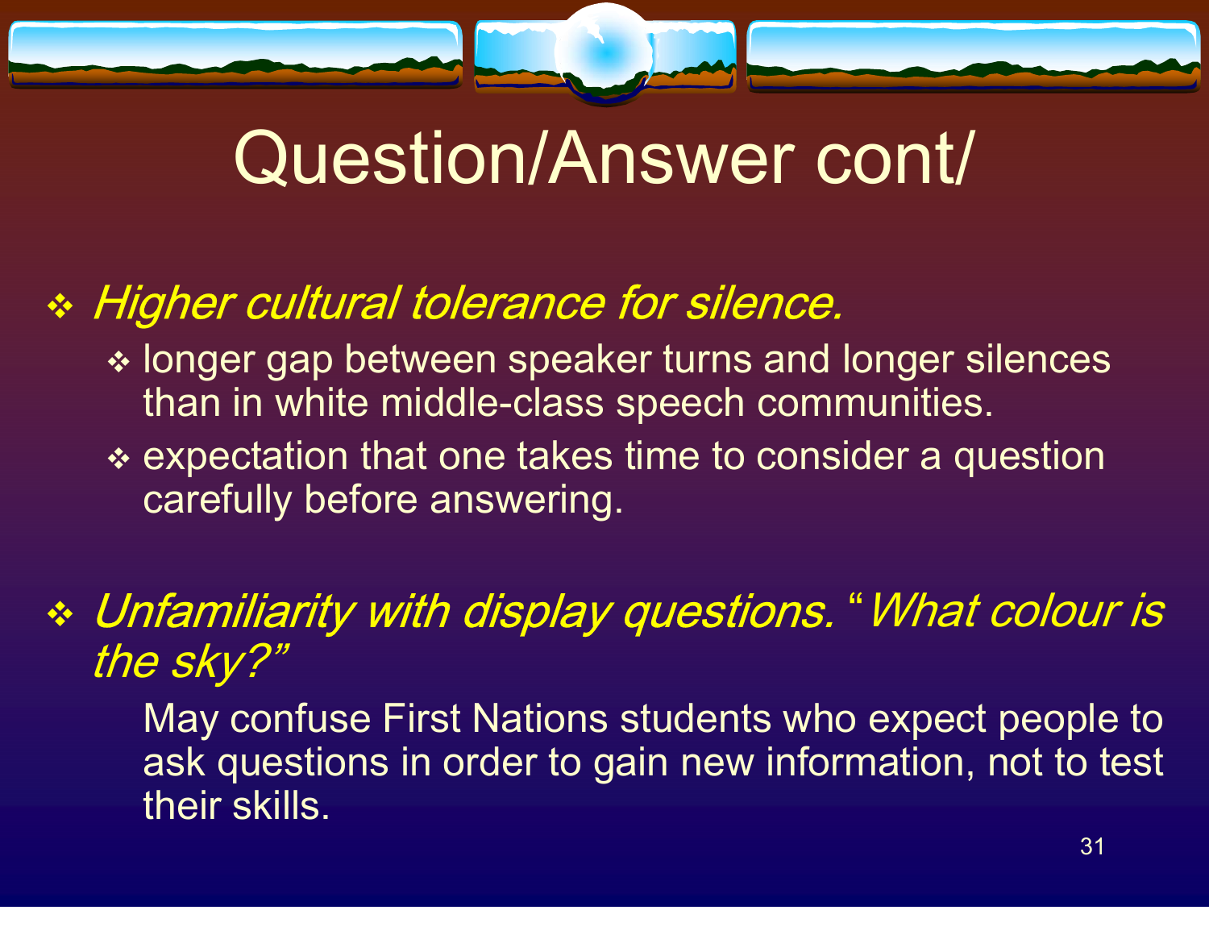# Question/Answer cont/

- *Higher cultural tolerance for silence.*
  - longer gap between speaker turns and longer silences than in white middle-class speech communities.
  - expectation that one takes time to consider a question carefully before answering.

- *Unfamiliarity with display questions. "What colour is the sky?"*

  May confuse First Nations students who expect people to ask questions in order to gain new information, not to test their skills.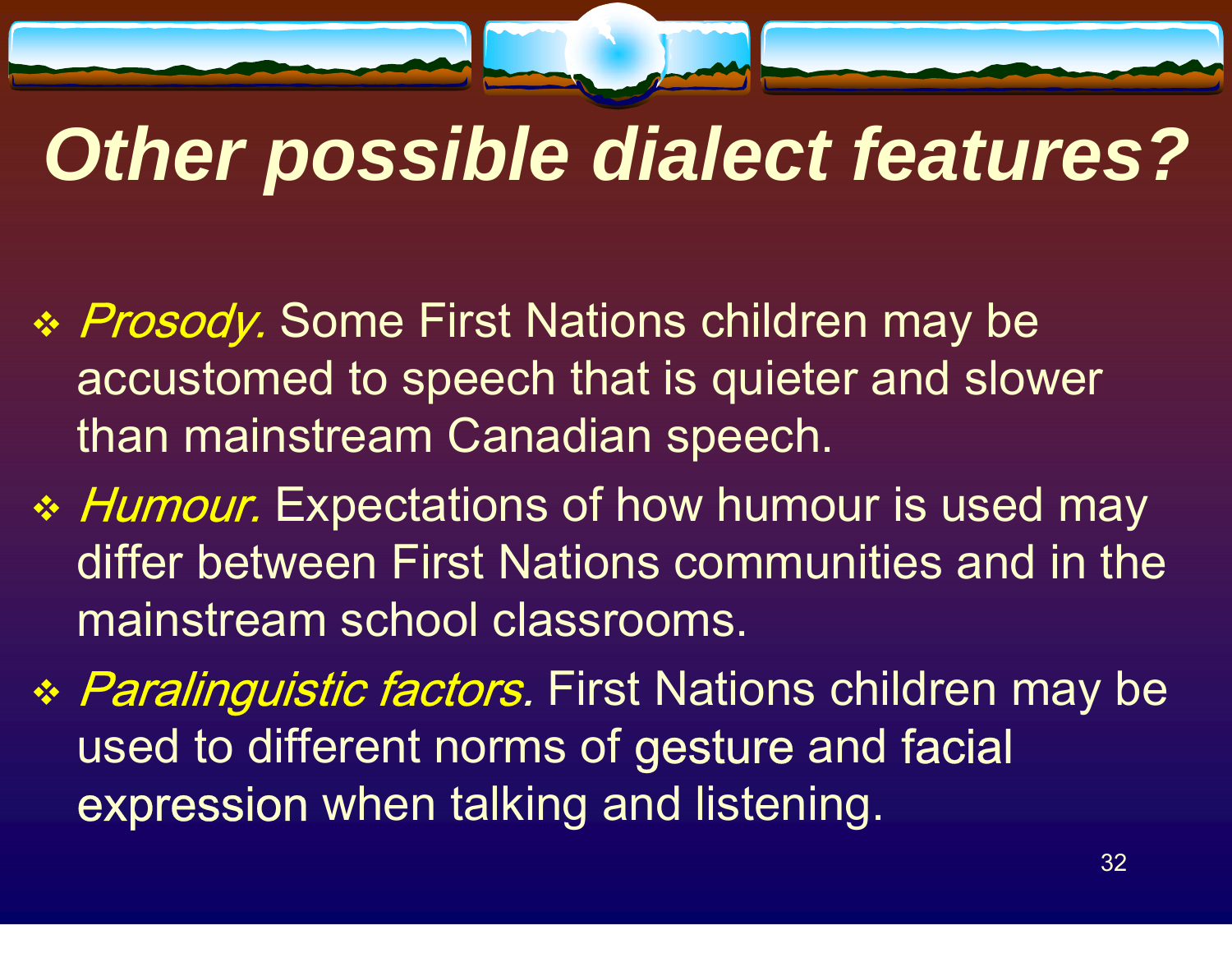# Other possible dialect features?

- *Prosody.* Some First Nations children may be accustomed to speech that is quieter and slower than mainstream Canadian speech.
- *Humour.* Expectations of how humour is used may differ between First Nations communities and in the mainstream school classrooms.
- *Paralinguistic factors.* First Nations children may be used to different norms of gesture and facial expression when talking and listening.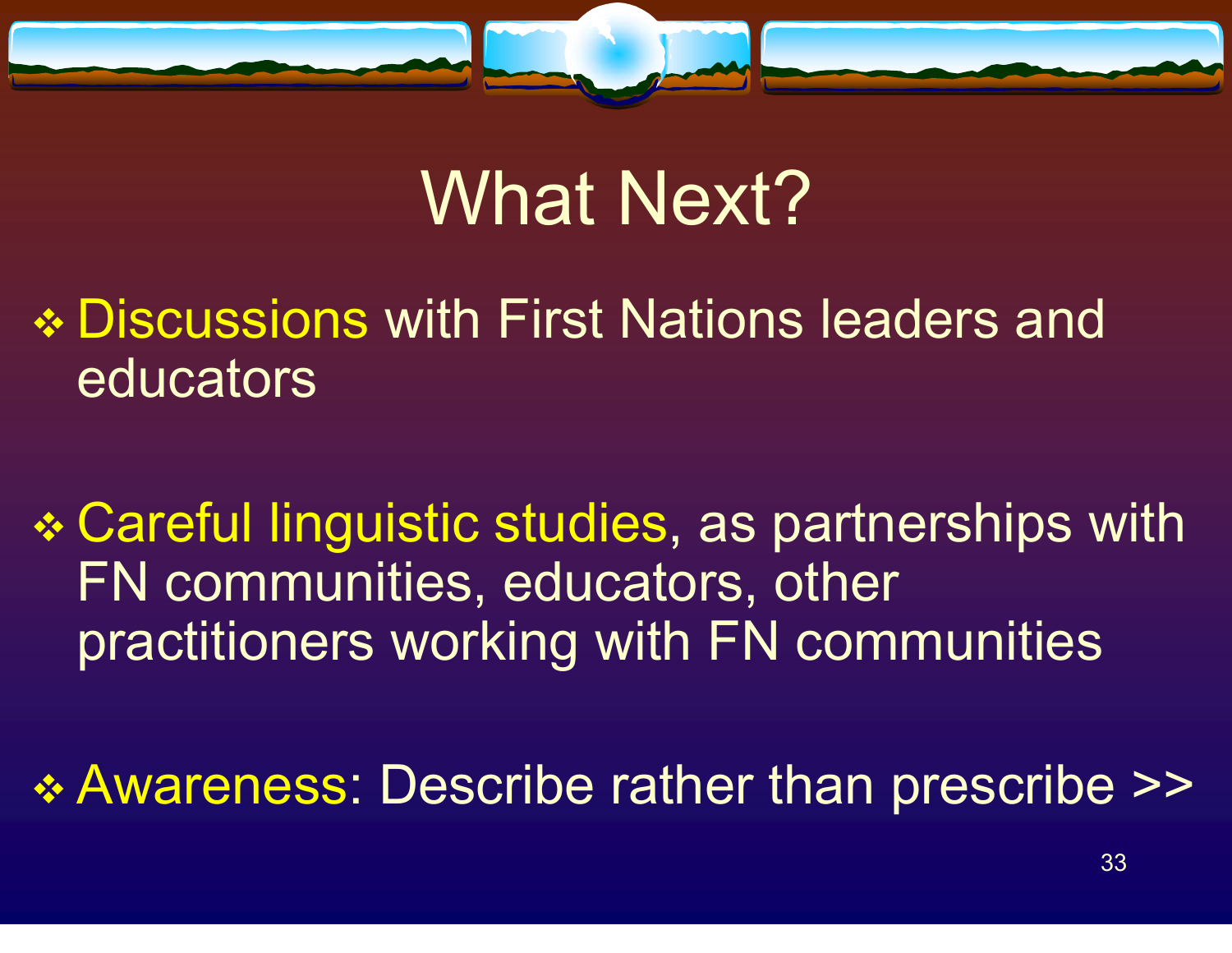# What Next?

- Discussions with First Nations leaders and educators
- Careful linguistic studies, as partnerships with FN communities, educators, other practitioners working with FN communities
- Awareness: Describe rather than prescribe >>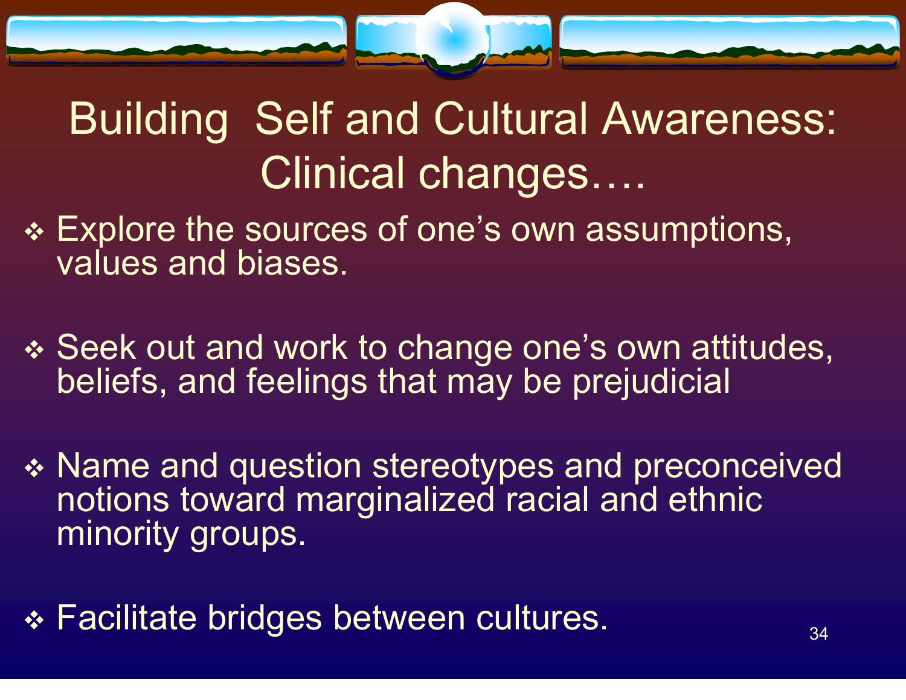# Building Self and Cultural Awareness: Clinical changes….

- Explore the sources of one's own assumptions, values and biases.
- Seek out and work to change one's own attitudes, beliefs, and feelings that may be prejudicial
- Name and question stereotypes and preconceived notions toward marginalized racial and ethnic minority groups.
- Facilitate bridges between cultures.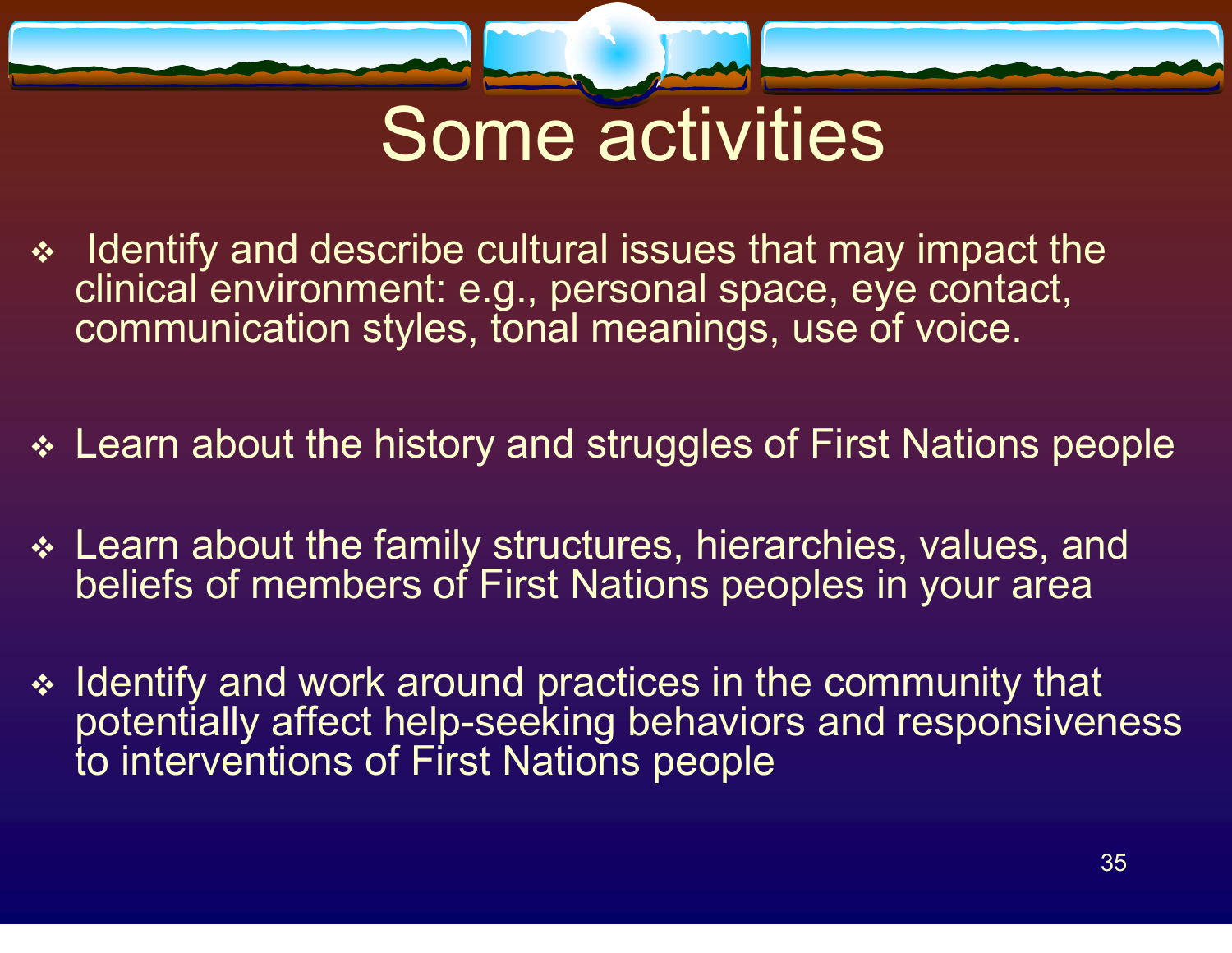# Some activities

- Identify and describe cultural issues that may impact the clinical environment: e.g., personal space, eye contact, communication styles, tonal meanings, use of voice.
- Learn about the history and struggles of First Nations people
- Learn about the family structures, hierarchies, values, and beliefs of members of First Nations peoples in your area
- Identify and work around practices in the community that potentially affect help-seeking behaviors and responsiveness to interventions of First Nations people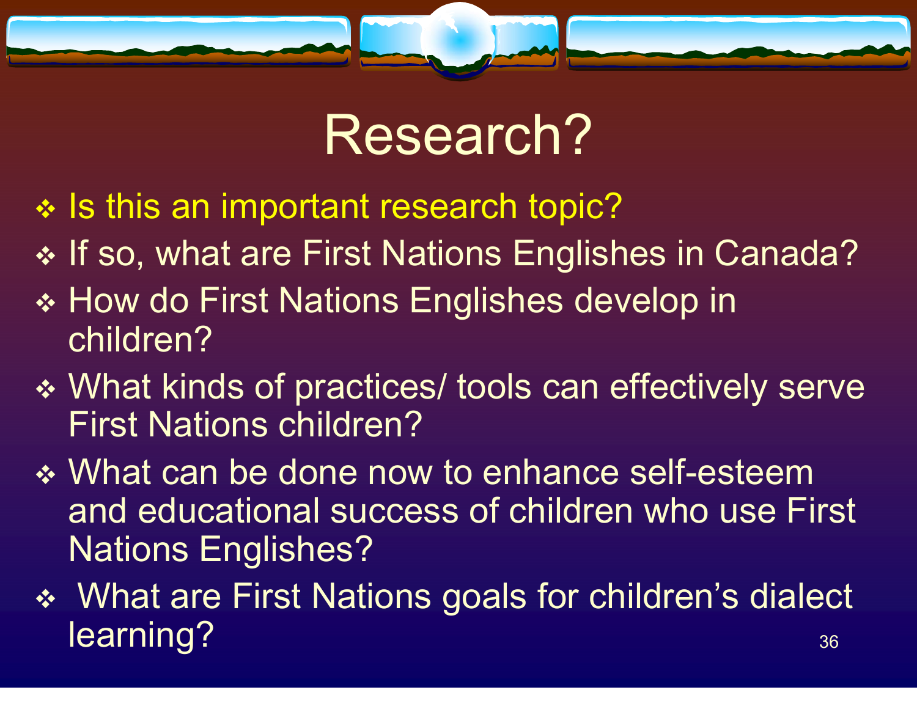# Research?

- Is this an important research topic?
- If so, what are First Nations Englishes in Canada?
- How do First Nations Englishes develop in children?
- What kinds of practices/ tools can effectively serve First Nations children?
- What can be done now to enhance self-esteem and educational success of children who use First Nations Englishes?
- What are First Nations goals for children's dialect learning?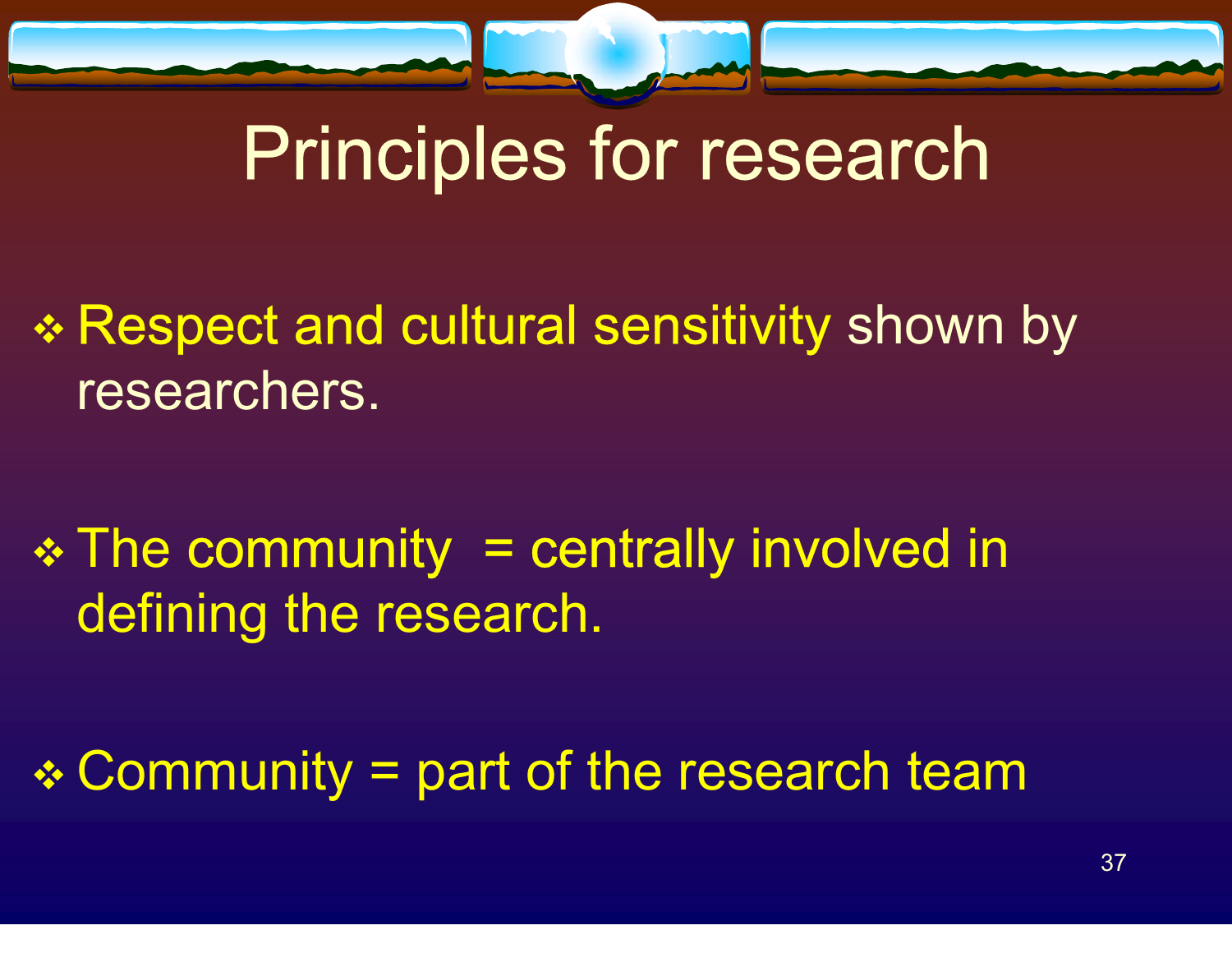# Principles for research

- Respect and cultural sensitivity shown by researchers.
- The community = centrally involved in defining the research.
- Community = part of the research team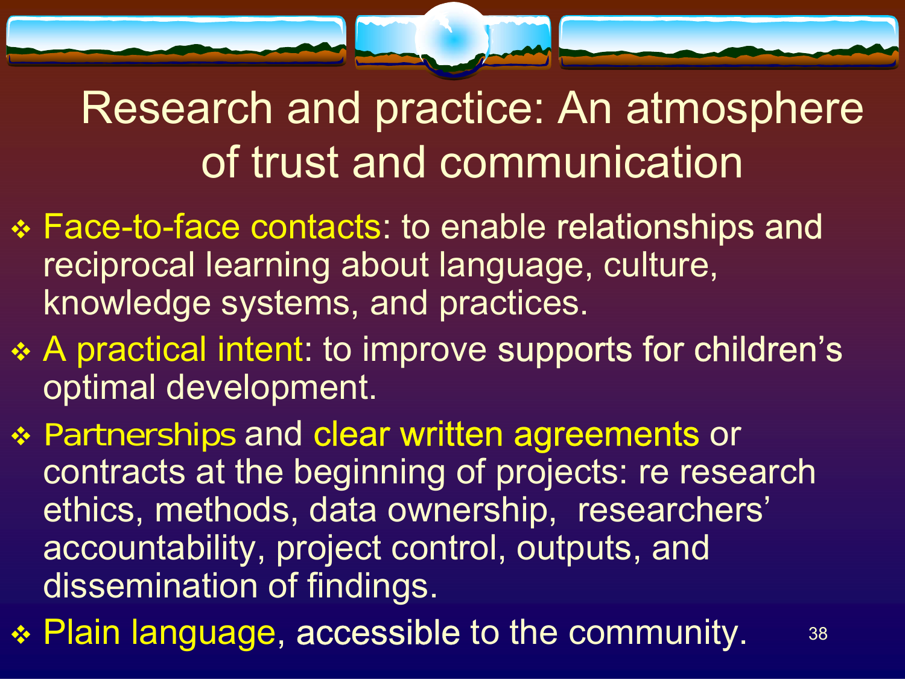# Research and practice: An atmosphere of trust and communication

- Face-to-face contacts: to enable relationships and reciprocal learning about language, culture, knowledge systems, and practices.
- A practical intent: to improve supports for children's optimal development.
- Partnerships and clear written agreements or contracts at the beginning of projects: re research ethics, methods, data ownership, researchers' accountability, project control, outputs, and dissemination of findings.
- Plain language, accessible to the community.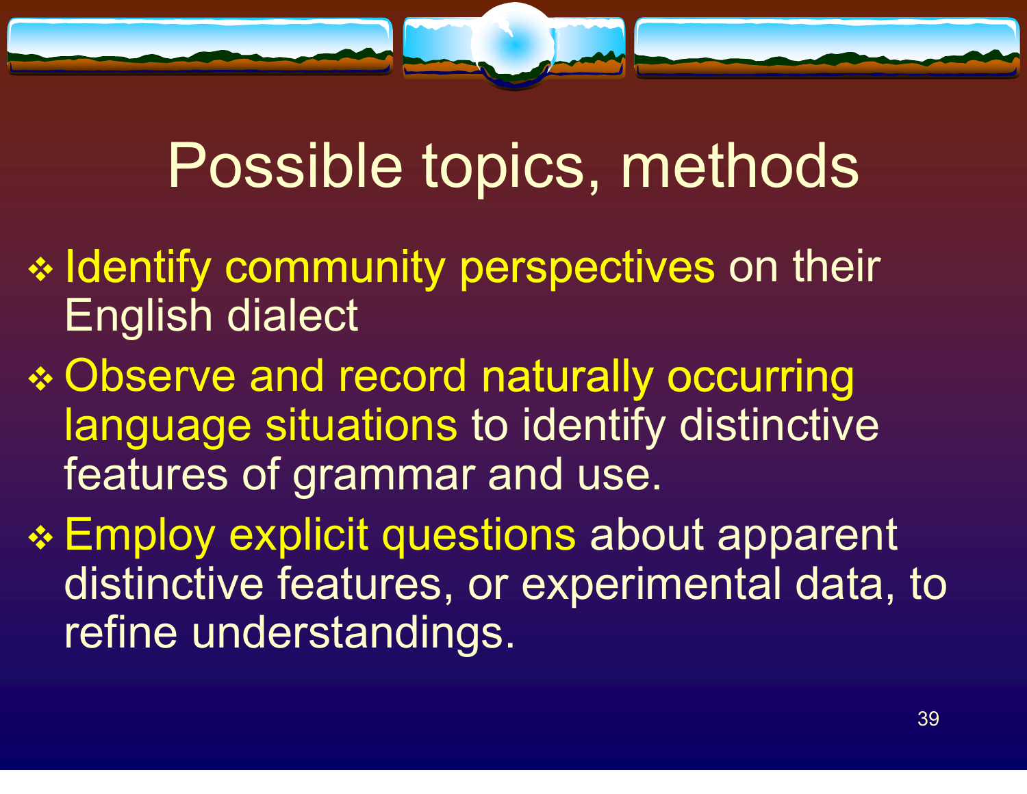# Possible topics, methods

- Identify community perspectives on their English dialect
- Observe and record naturally occurring language situations to identify distinctive features of grammar and use.
- Employ explicit questions about apparent distinctive features, or experimental data, to refine understandings.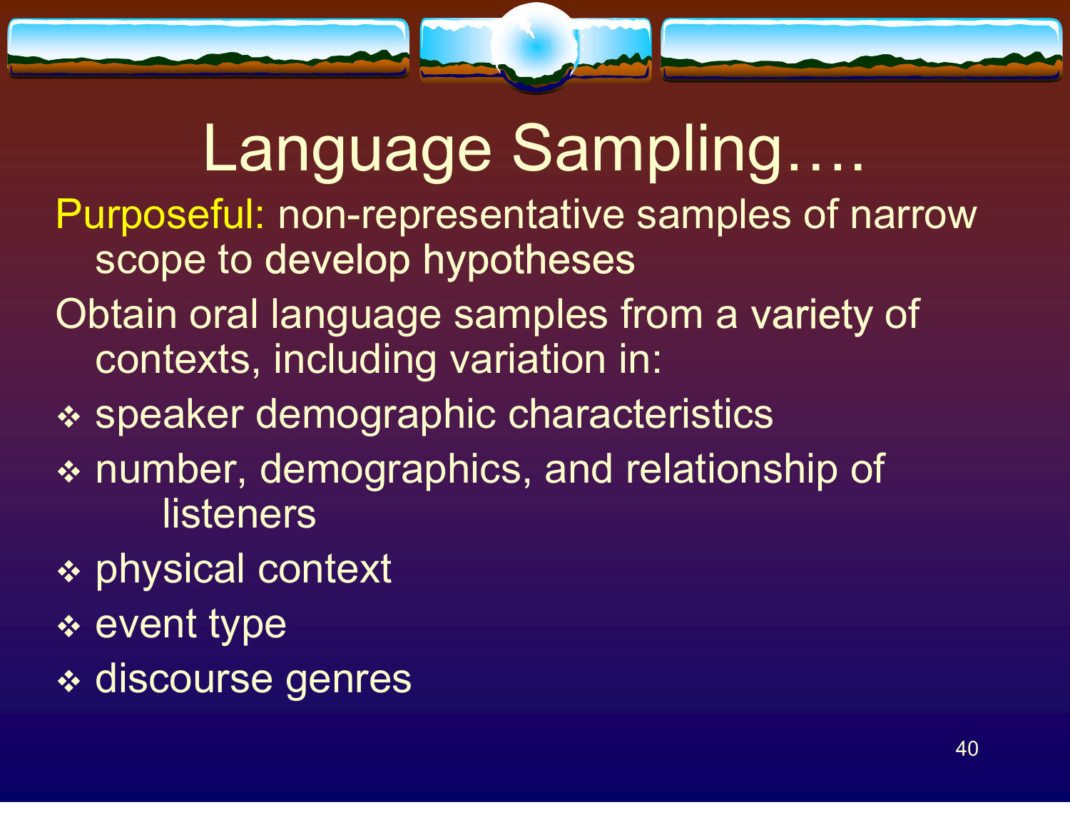# Language Sampling….

Purposeful: non-representative samples of narrow scope to develop hypotheses

Obtain oral language samples from a variety of contexts, including variation in:

- speaker demographic characteristics
- number, demographics, and relationship of listeners
- physical context
- event type
- discourse genres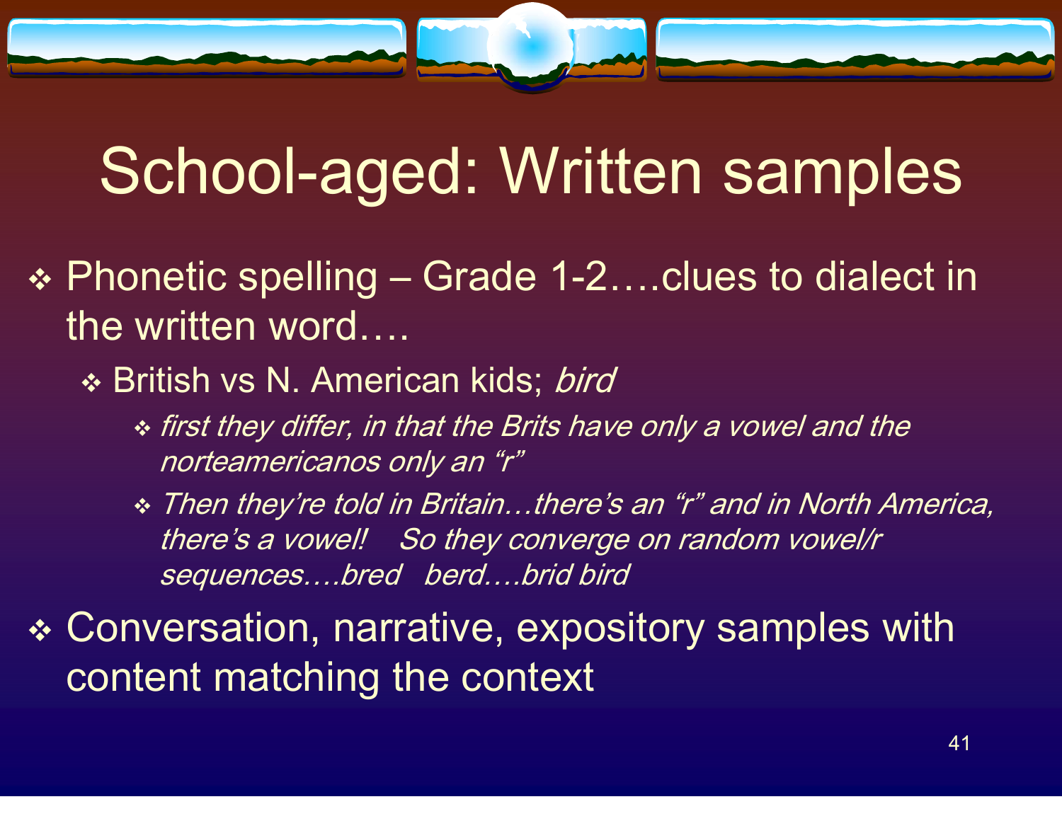# School-aged: Written samples

- Phonetic spelling – Grade 1-2….clues to dialect in the written word….
  - British vs N. American kids; *bird*
    - *first they differ, in that the Brits have only a vowel and the norteamericanos only an "r"*
    - *Then they're told in Britain…there's an "r" and in North America, there's a vowel!   So they converge on random vowel/r sequences….bred   berd….brid bird*
- Conversation, narrative, expository samples with content matching the context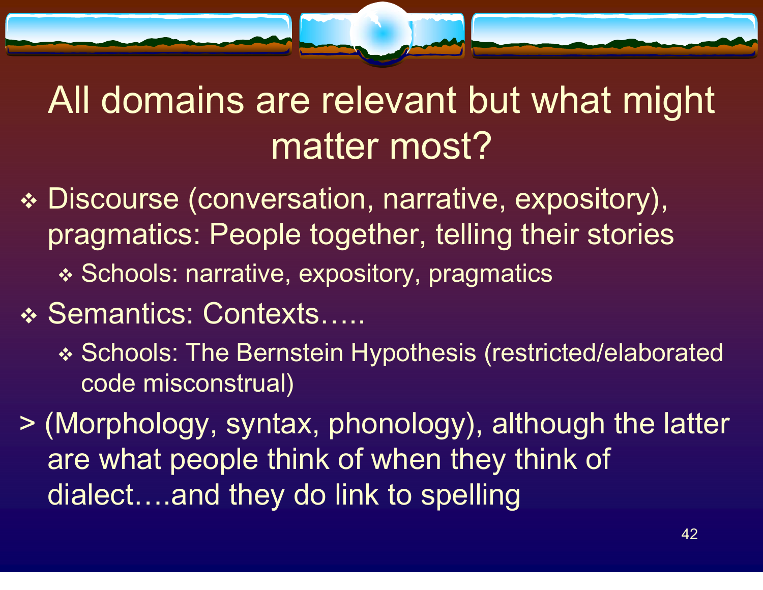# All domains are relevant but what might matter most?

- Discourse (conversation, narrative, expository), pragmatics: People together, telling their stories
  - Schools: narrative, expository, pragmatics
- Semantics: Contexts…..
  - Schools: The Bernstein Hypothesis (restricted/elaborated code misconstrual)

> (Morphology, syntax, phonology), although the latter are what people think of when they think of dialect….and they do link to spelling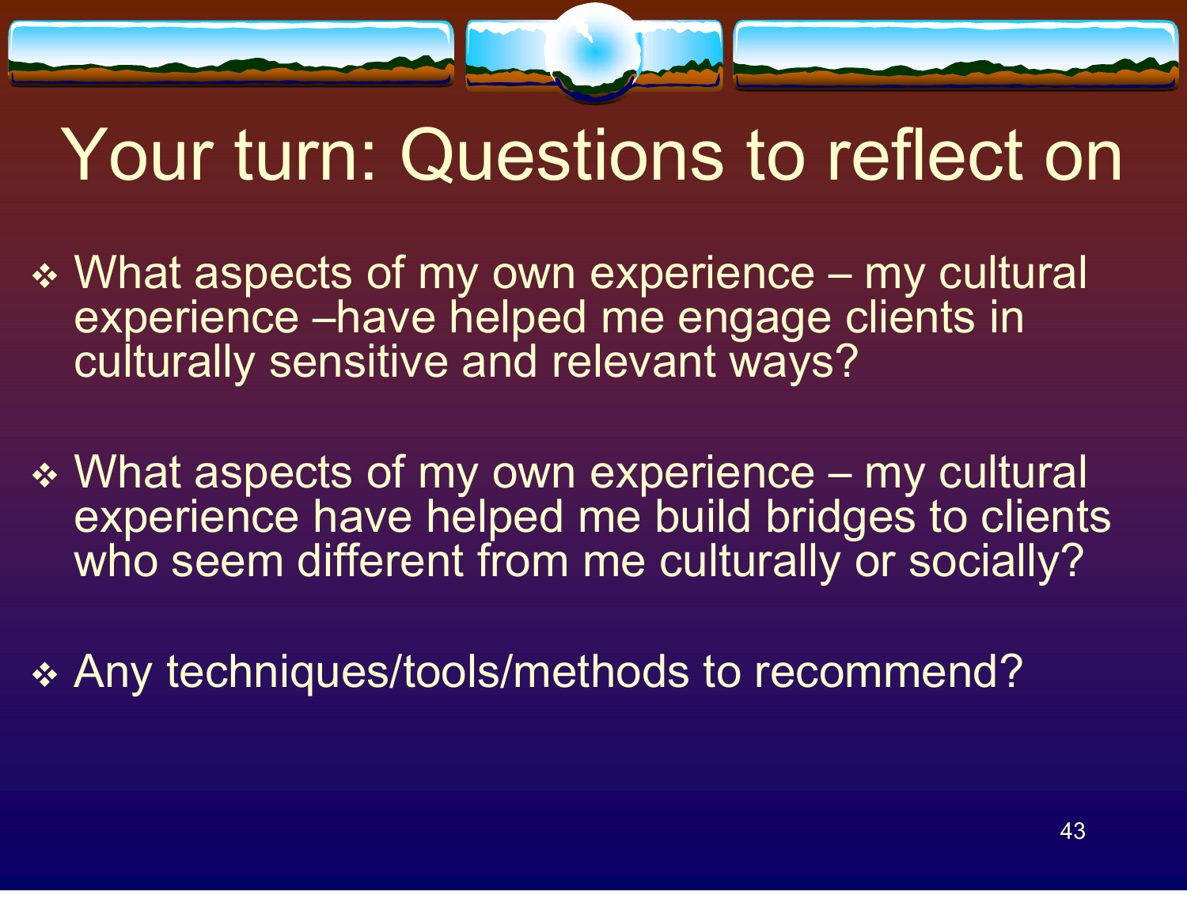# Your turn: Questions to reflect on

- What aspects of my own experience – my cultural experience –have helped me engage clients in culturally sensitive and relevant ways?

- What aspects of my own experience – my cultural experience have helped me build bridges to clients who seem different from me culturally or socially?

- Any techniques/tools/methods to recommend?